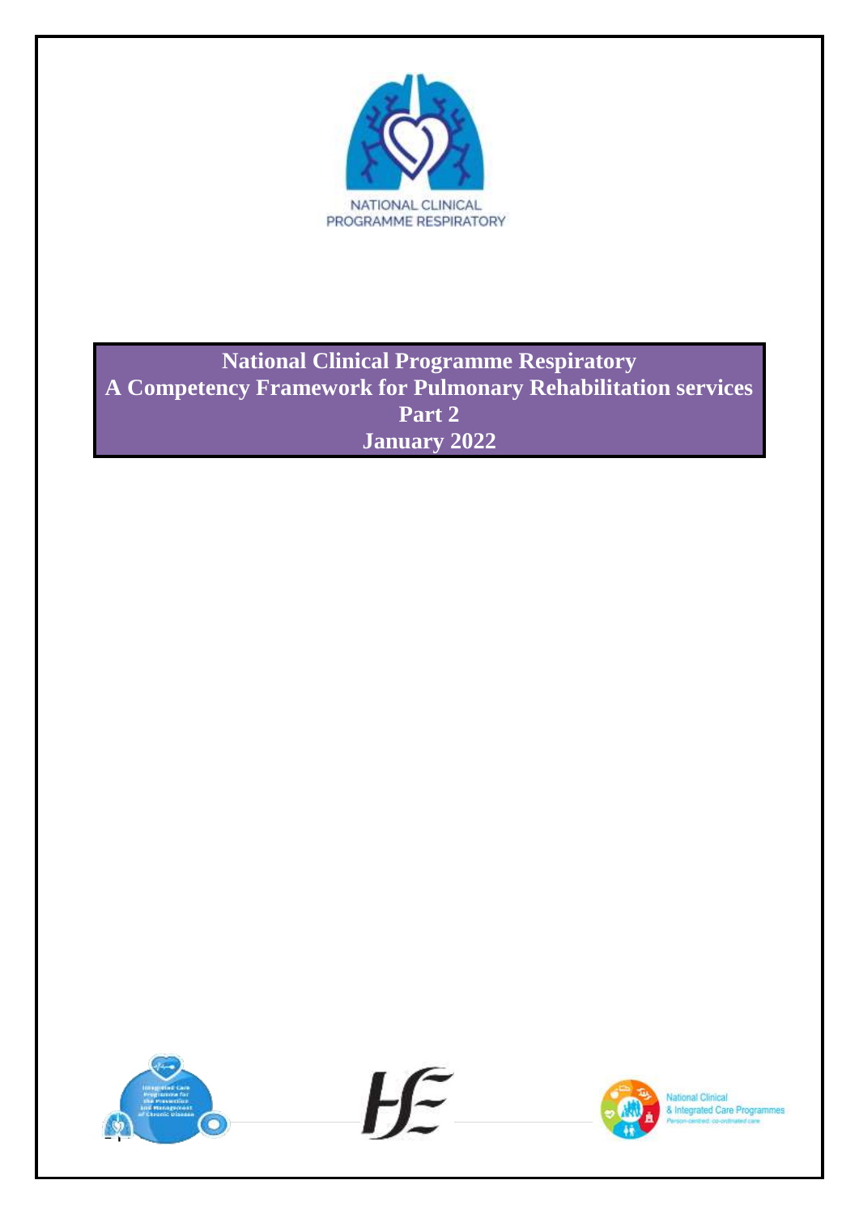NATIONAL CLINICAL PROGRAMME RESPIRATORY

# National Clinical Programme Respiratory
# A Competency Framework for Pulmonary Rehabilitation services
## Part 2
## January 2022

National Clinical & Integrated Care Programmes

Person-centred, co-ordinated care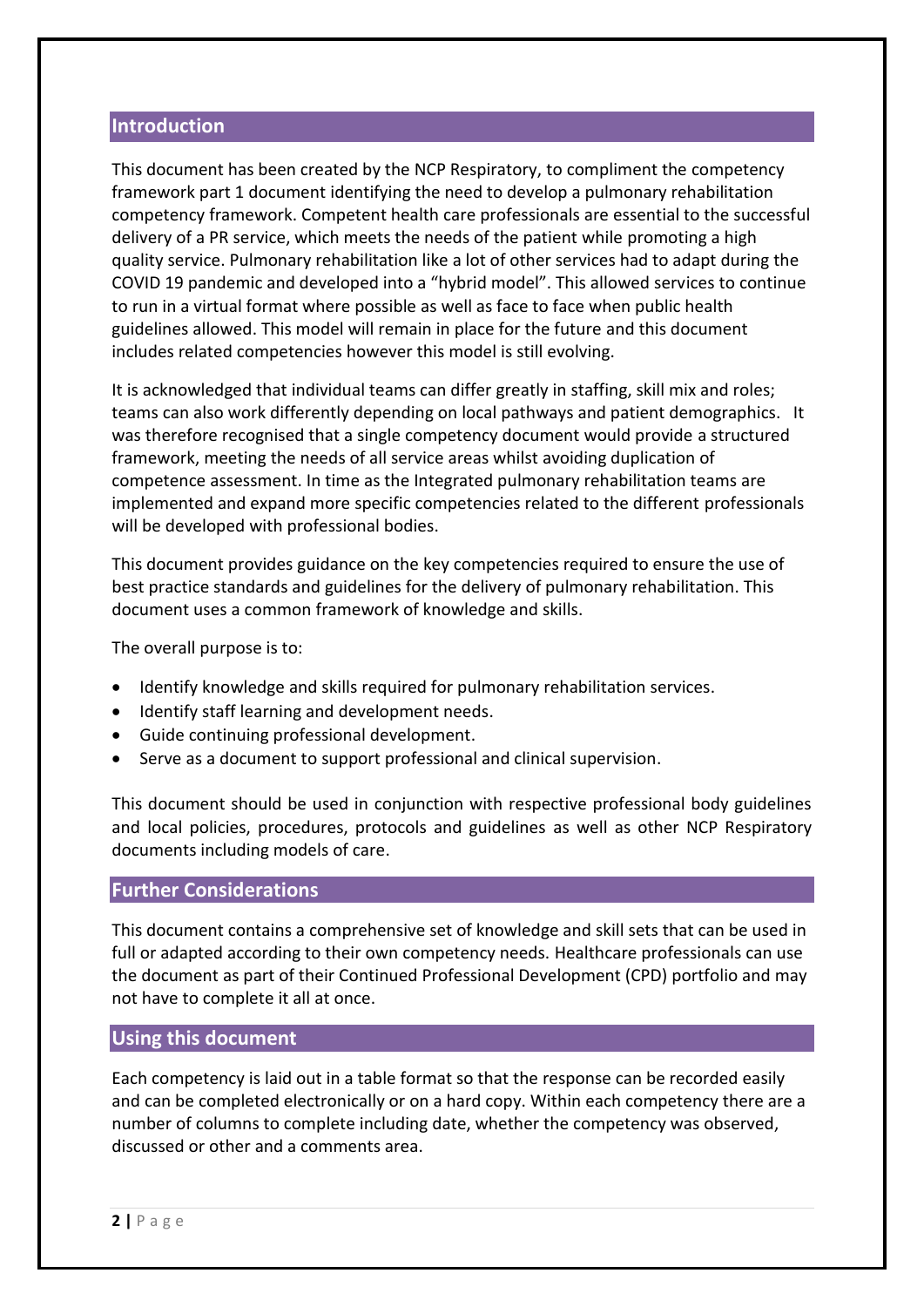## Introduction

This document has been created by the NCP Respiratory, to compliment the competency framework part 1 document identifying the need to develop a pulmonary rehabilitation competency framework. Competent health care professionals are essential to the successful delivery of a PR service, which meets the needs of the patient while promoting a high quality service. Pulmonary rehabilitation like a lot of other services had to adapt during the COVID 19 pandemic and developed into a "hybrid model". This allowed services to continue to run in a virtual format where possible as well as face to face when public health guidelines allowed. This model will remain in place for the future and this document includes related competencies however this model is still evolving.

It is acknowledged that individual teams can differ greatly in staffing, skill mix and roles; teams can also work differently depending on local pathways and patient demographics. It was therefore recognised that a single competency document would provide a structured framework, meeting the needs of all service areas whilst avoiding duplication of competence assessment. In time as the Integrated pulmonary rehabilitation teams are implemented and expand more specific competencies related to the different professionals will be developed with professional bodies.

This document provides guidance on the key competencies required to ensure the use of best practice standards and guidelines for the delivery of pulmonary rehabilitation. This document uses a common framework of knowledge and skills.

The overall purpose is to:

- Identify knowledge and skills required for pulmonary rehabilitation services.
- Identify staff learning and development needs.
- Guide continuing professional development.
- Serve as a document to support professional and clinical supervision.

This document should be used in conjunction with respective professional body guidelines and local policies, procedures, protocols and guidelines as well as other NCP Respiratory documents including models of care.

## Further Considerations

This document contains a comprehensive set of knowledge and skill sets that can be used in full or adapted according to their own competency needs. Healthcare professionals can use the document as part of their Continued Professional Development (CPD) portfolio and may not have to complete it all at once.

## Using this document

Each competency is laid out in a table format so that the response can be recorded easily and can be completed electronically or on a hard copy. Within each competency there are a number of columns to complete including date, whether the competency was observed, discussed or other and a comments area.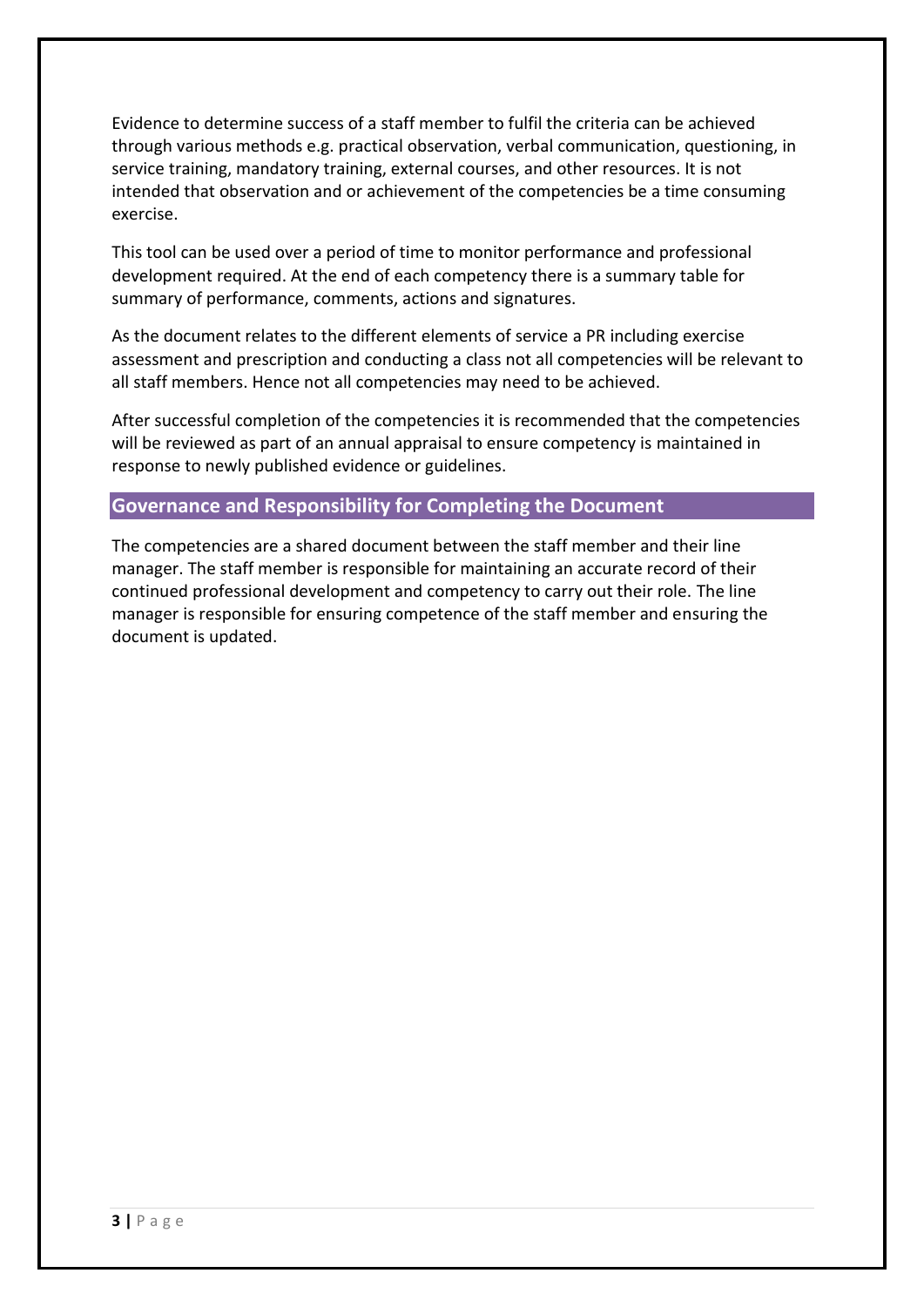Evidence to determine success of a staff member to fulfil the criteria can be achieved through various methods e.g. practical observation, verbal communication, questioning, in service training, mandatory training, external courses, and other resources. It is not intended that observation and or achievement of the competencies be a time consuming exercise.

This tool can be used over a period of time to monitor performance and professional development required. At the end of each competency there is a summary table for summary of performance, comments, actions and signatures.

As the document relates to the different elements of service a PR including exercise assessment and prescription and conducting a class not all competencies will be relevant to all staff members. Hence not all competencies may need to be achieved.

After successful completion of the competencies it is recommended that the competencies will be reviewed as part of an annual appraisal to ensure competency is maintained in response to newly published evidence or guidelines.

## Governance and Responsibility for Completing the Document

The competencies are a shared document between the staff member and their line manager. The staff member is responsible for maintaining an accurate record of their continued professional development and competency to carry out their role. The line manager is responsible for ensuring competence of the staff member and ensuring the document is updated.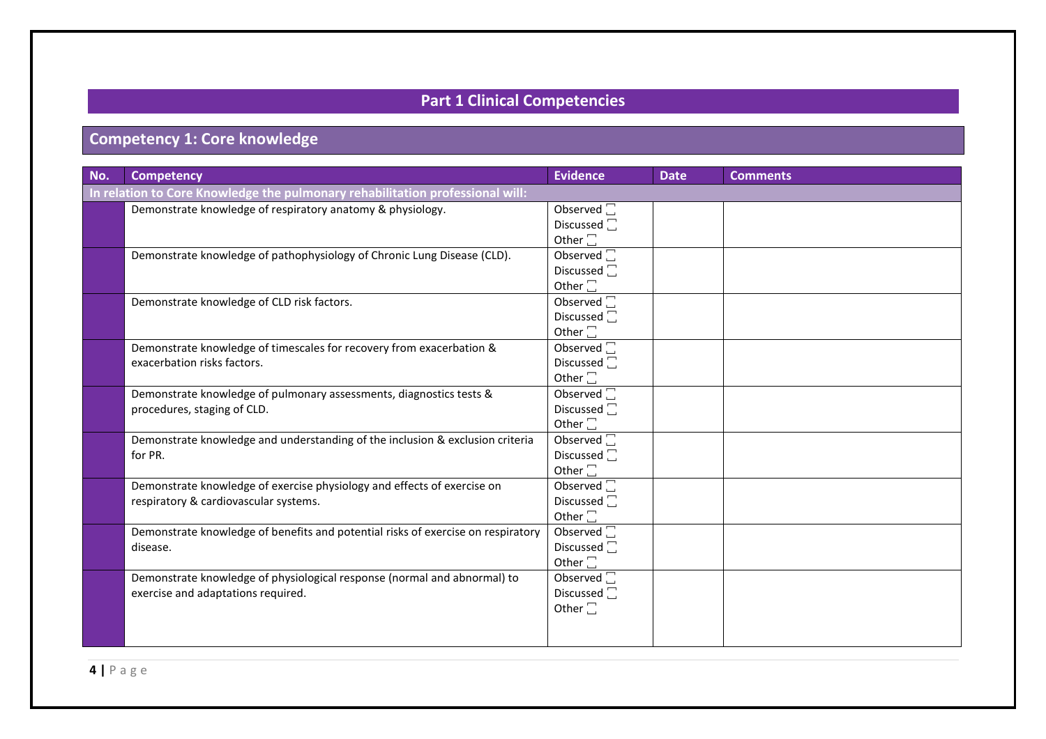## Part 1 Clinical Competencies

### Competency 1: Core knowledge

| No. | Competency | Evidence | Date | Comments |
|---|---|---|---|---|
| **In relation to Core Knowledge the pulmonary rehabilitation professional will:** | | | | |
| | Demonstrate knowledge of respiratory anatomy & physiology. | Observed ☐<br>Discussed ☐<br>Other ☐ | | |
| | Demonstrate knowledge of pathophysiology of Chronic Lung Disease (CLD). | Observed ☐<br>Discussed ☐<br>Other ☐ | | |
| | Demonstrate knowledge of CLD risk factors. | Observed ☐<br>Discussed ☐<br>Other ☐ | | |
| | Demonstrate knowledge of timescales for recovery from exacerbation & exacerbation risks factors. | Observed ☐<br>Discussed ☐<br>Other ☐ | | |
| | Demonstrate knowledge of pulmonary assessments, diagnostics tests & procedures, staging of CLD. | Observed ☐<br>Discussed ☐<br>Other ☐ | | |
| | Demonstrate knowledge and understanding of the inclusion & exclusion criteria for PR. | Observed ☐<br>Discussed ☐<br>Other ☐ | | |
| | Demonstrate knowledge of exercise physiology and effects of exercise on respiratory & cardiovascular systems. | Observed ☐<br>Discussed ☐<br>Other ☐ | | |
| | Demonstrate knowledge of benefits and potential risks of exercise on respiratory disease. | Observed ☐<br>Discussed ☐<br>Other ☐ | | |
| | Demonstrate knowledge of physiological response (normal and abnormal) to exercise and adaptations required. | Observed ☐<br>Discussed ☐<br>Other ☐ | | |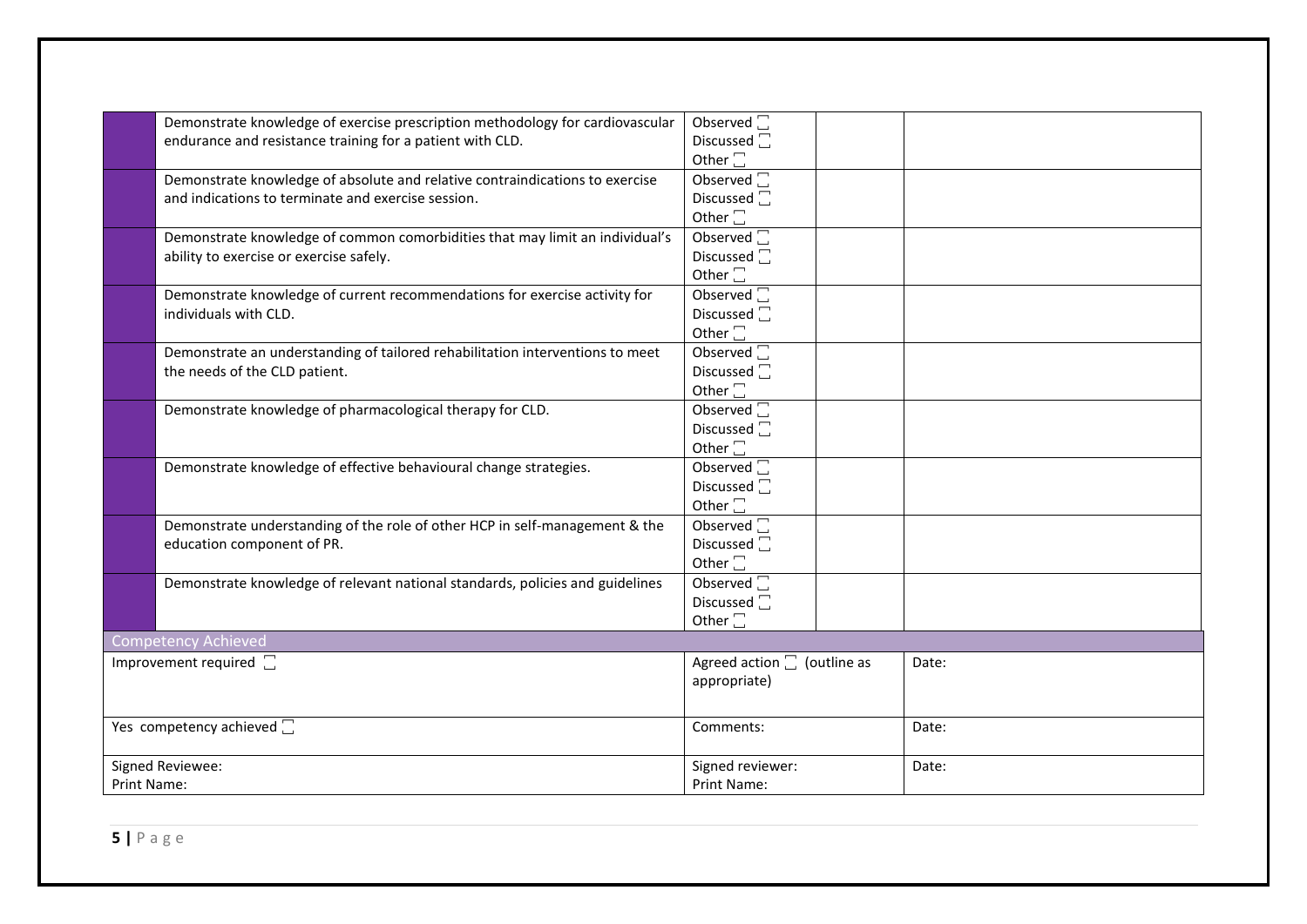| | | | | |
|---|---|---|---|---|
| | Demonstrate knowledge of exercise prescription methodology for cardiovascular endurance and resistance training for a patient with CLD. | Observed ☐<br>Discussed ☐<br>Other ☐ | | |
| | Demonstrate knowledge of absolute and relative contraindications to exercise and indications to terminate and exercise session. | Observed ☐<br>Discussed ☐<br>Other ☐ | | |
| | Demonstrate knowledge of common comorbidities that may limit an individual's ability to exercise or exercise safely. | Observed ☐<br>Discussed ☐<br>Other ☐ | | |
| | Demonstrate knowledge of current recommendations for exercise activity for individuals with CLD. | Observed ☐<br>Discussed ☐<br>Other ☐ | | |
| | Demonstrate an understanding of tailored rehabilitation interventions to meet the needs of the CLD patient. | Observed ☐<br>Discussed ☐<br>Other ☐ | | |
| | Demonstrate knowledge of pharmacological therapy for CLD. | Observed ☐<br>Discussed ☐<br>Other ☐ | | |
| | Demonstrate knowledge of effective behavioural change strategies. | Observed ☐<br>Discussed ☐<br>Other ☐ | | |
| | Demonstrate understanding of the role of other HCP in self-management & the education component of PR. | Observed ☐<br>Discussed ☐<br>Other ☐ | | |
| | Demonstrate knowledge of relevant national standards, policies and guidelines | Observed ☐<br>Discussed ☐<br>Other ☐ | | |

| Competency Achieved | | |
|---|---|---|
| Improvement required ☐ | Agreed action ☐ (outline as appropriate) | Date: |
| Yes competency achieved ☐ | Comments: | Date: |
| Signed Reviewee:<br>Print Name: | Signed reviewer:<br>Print Name: | Date: |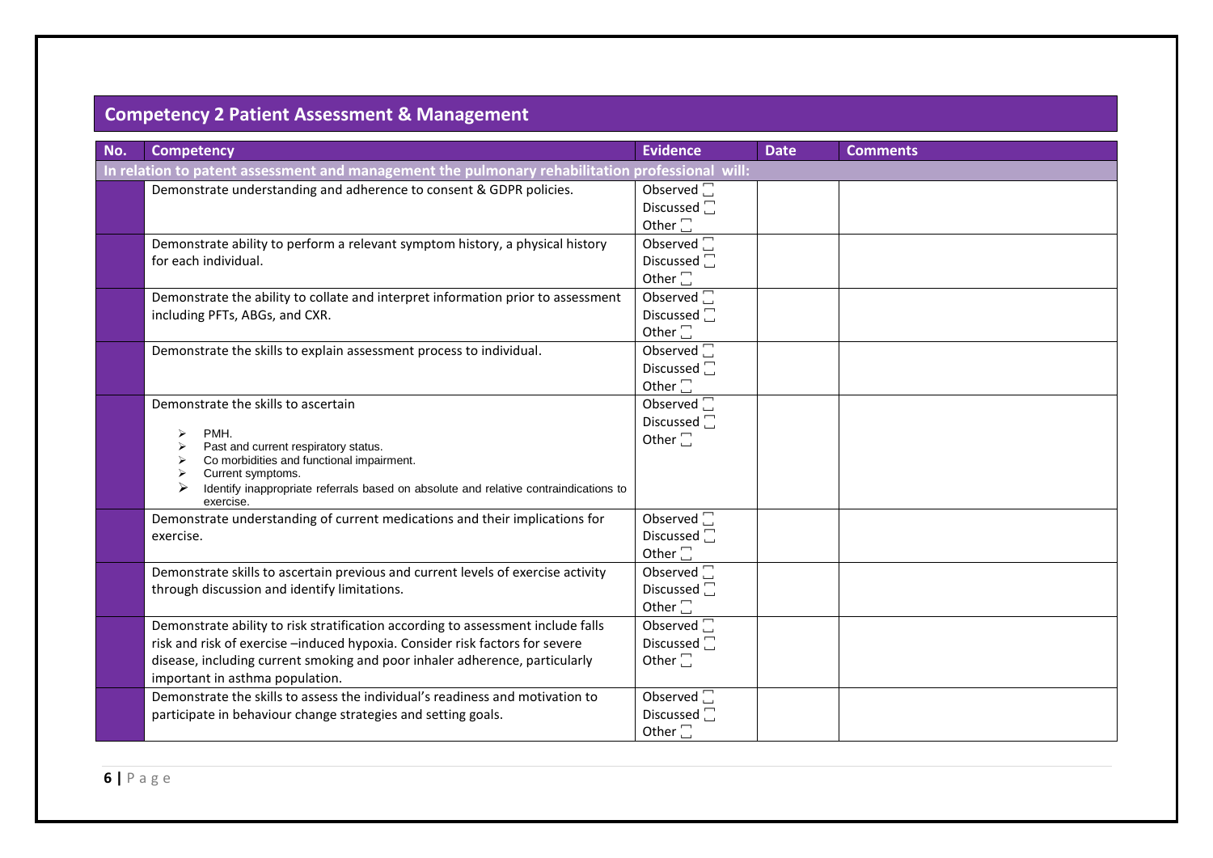## Competency 2 Patient Assessment & Management

| No. | Competency | Evidence | Date | Comments |
|---|---|---|---|---|
| **In relation to patent assessment and management the pulmonary rehabilitation professional will:** | | | | |
| | Demonstrate understanding and adherence to consent & GDPR policies. | Observed ☐<br>Discussed ☐<br>Other ☐ | | |
| | Demonstrate ability to perform a relevant symptom history, a physical history for each individual. | Observed ☐<br>Discussed ☐<br>Other ☐ | | |
| | Demonstrate the ability to collate and interpret information prior to assessment including PFTs, ABGs, and CXR. | Observed ☐<br>Discussed ☐<br>Other ☐ | | |
| | Demonstrate the skills to explain assessment process to individual. | Observed ☐<br>Discussed ☐<br>Other ☐ | | |
| | Demonstrate the skills to ascertain<br>➢ PMH.<br>➢ Past and current respiratory status.<br>➢ Co morbidities and functional impairment.<br>➢ Current symptoms.<br>➢ Identify inappropriate referrals based on absolute and relative contraindications to exercise. | Observed ☐<br>Discussed ☐<br>Other ☐ | | |
| | Demonstrate understanding of current medications and their implications for exercise. | Observed ☐<br>Discussed ☐<br>Other ☐ | | |
| | Demonstrate skills to ascertain previous and current levels of exercise activity through discussion and identify limitations. | Observed ☐<br>Discussed ☐<br>Other ☐ | | |
| | Demonstrate ability to risk stratification according to assessment include falls risk and risk of exercise –induced hypoxia. Consider risk factors for severe disease, including current smoking and poor inhaler adherence, particularly important in asthma population. | Observed ☐<br>Discussed ☐<br>Other ☐ | | |
| | Demonstrate the skills to assess the individual's readiness and motivation to participate in behaviour change strategies and setting goals. | Observed ☐<br>Discussed ☐<br>Other ☐ | | |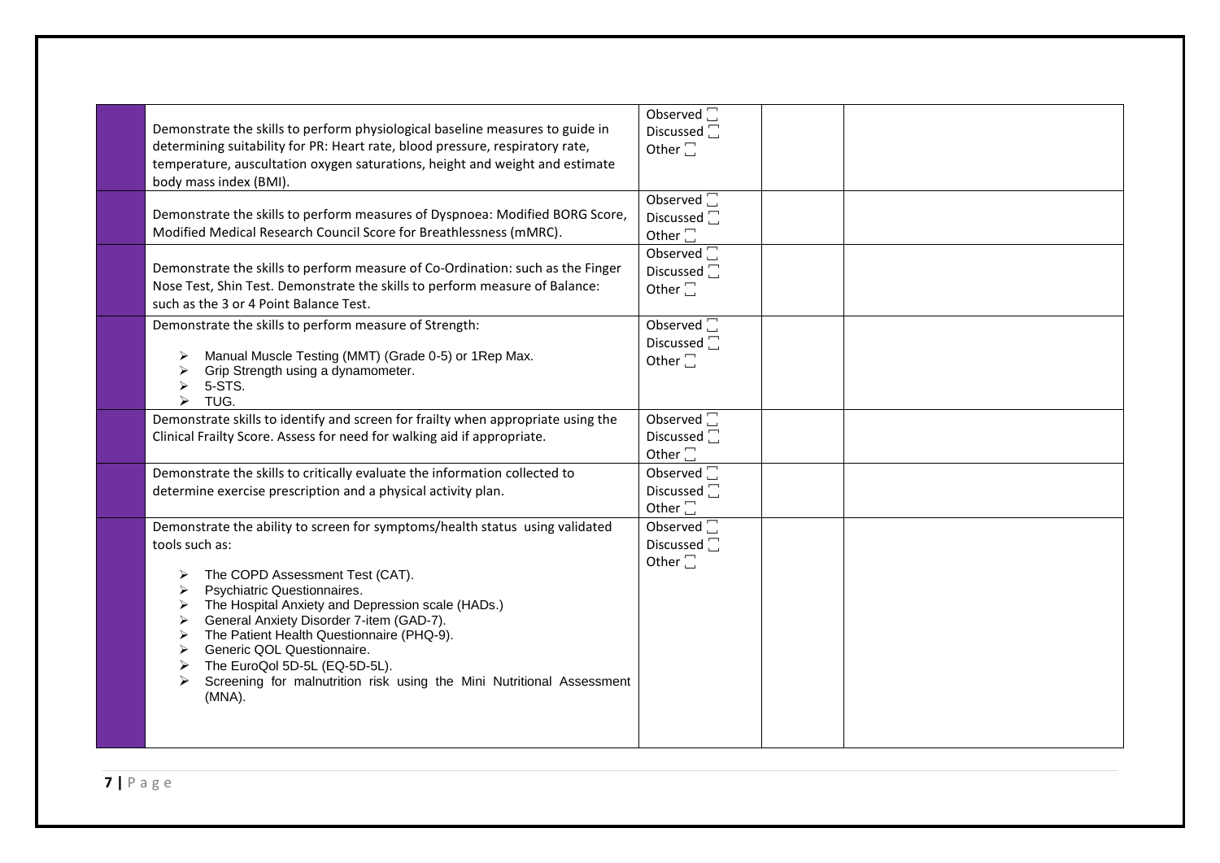| | | | | |
|---|---|---|---|---|
| | Demonstrate the skills to perform physiological baseline measures to guide in determining suitability for PR: Heart rate, blood pressure, respiratory rate, temperature, auscultation oxygen saturations, height and weight and estimate body mass index (BMI). | Observed ☐<br>Discussed ☐<br>Other ☐ | | |
| | Demonstrate the skills to perform measures of Dyspnoea: Modified BORG Score, Modified Medical Research Council Score for Breathlessness (mMRC). | Observed ☐<br>Discussed ☐<br>Other ☐ | | |
| | Demonstrate the skills to perform measure of Co-Ordination: such as the Finger Nose Test, Shin Test. Demonstrate the skills to perform measure of Balance: such as the 3 or 4 Point Balance Test. | Observed ☐<br>Discussed ☐<br>Other ☐ | | |
| | Demonstrate the skills to perform measure of Strength:<br>➢ Manual Muscle Testing (MMT) (Grade 0-5) or 1Rep Max.<br>➢ Grip Strength using a dynamometer.<br>➢ 5-STS.<br>➢ TUG. | Observed ☐<br>Discussed ☐<br>Other ☐ | | |
| | Demonstrate skills to identify and screen for frailty when appropriate using the Clinical Frailty Score. Assess for need for walking aid if appropriate. | Observed ☐<br>Discussed ☐<br>Other ☐ | | |
| | Demonstrate the skills to critically evaluate the information collected to determine exercise prescription and a physical activity plan. | Observed ☐<br>Discussed ☐<br>Other ☐ | | |
| | Demonstrate the ability to screen for symptoms/health status using validated tools such as:<br>➢ The COPD Assessment Test (CAT).<br>➢ Psychiatric Questionnaires.<br>➢ The Hospital Anxiety and Depression scale (HADs.)<br>➢ General Anxiety Disorder 7-item (GAD-7).<br>➢ The Patient Health Questionnaire (PHQ-9).<br>➢ Generic QOL Questionnaire.<br>➢ The EuroQol 5D-5L (EQ-5D-5L).<br>➢ Screening for malnutrition risk using the Mini Nutritional Assessment (MNA). | Observed ☐<br>Discussed ☐<br>Other ☐ | | |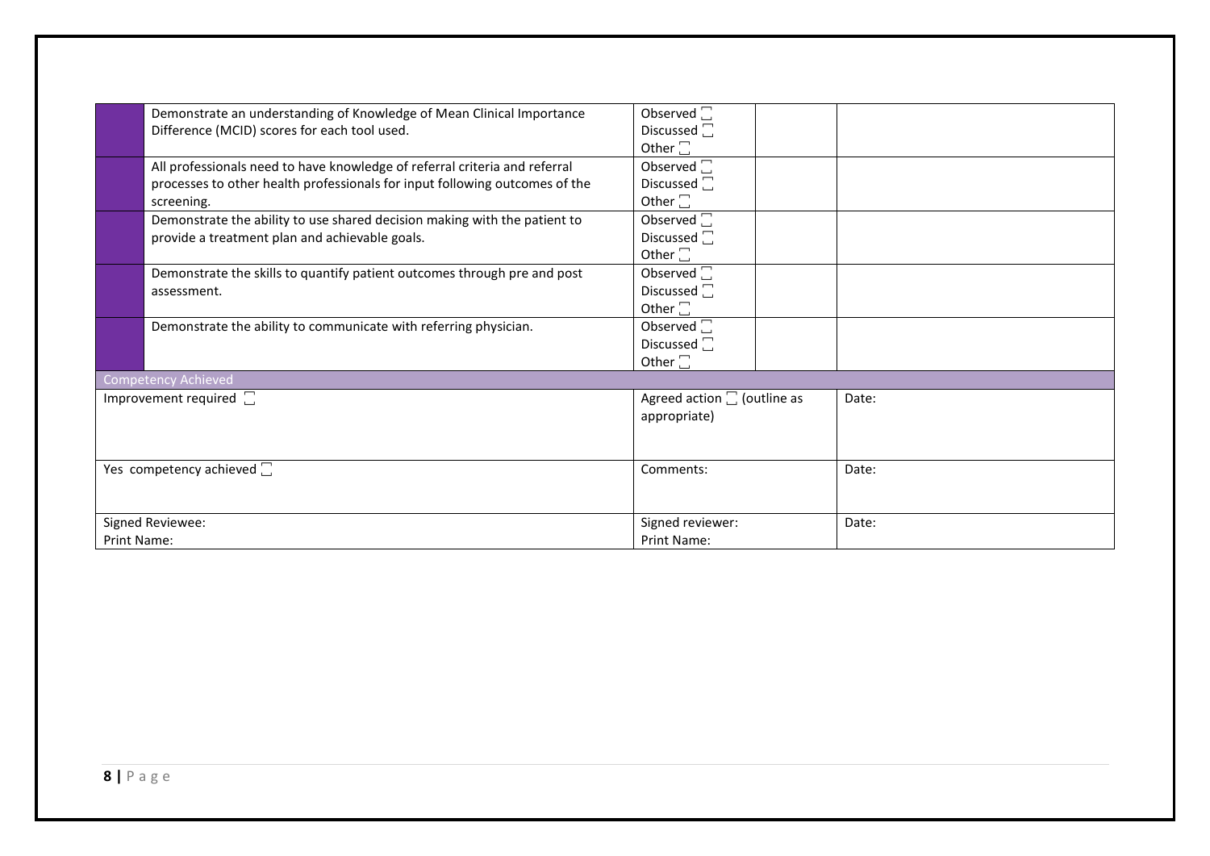| | | | | |
|---|---|---|---|---|
| | Demonstrate an understanding of Knowledge of Mean Clinical Importance Difference (MCID) scores for each tool used. | Observed ☐<br>Discussed ☐<br>Other ☐ | | |
| | All professionals need to have knowledge of referral criteria and referral processes to other health professionals for input following outcomes of the screening. | Observed ☐<br>Discussed ☐<br>Other ☐ | | |
| | Demonstrate the ability to use shared decision making with the patient to provide a treatment plan and achievable goals. | Observed ☐<br>Discussed ☐<br>Other ☐ | | |
| | Demonstrate the skills to quantify patient outcomes through pre and post assessment. | Observed ☐<br>Discussed ☐<br>Other ☐ | | |
| | Demonstrate the ability to communicate with referring physician. | Observed ☐<br>Discussed ☐<br>Other ☐ | | |

| Competency Achieved | | |
|---|---|---|
| Improvement required ☐ | Agreed action ☐ (outline as appropriate) | Date: |
| Yes competency achieved ☐ | Comments: | Date: |
| Signed Reviewee:<br>Print Name: | Signed reviewer:<br>Print Name: | Date: |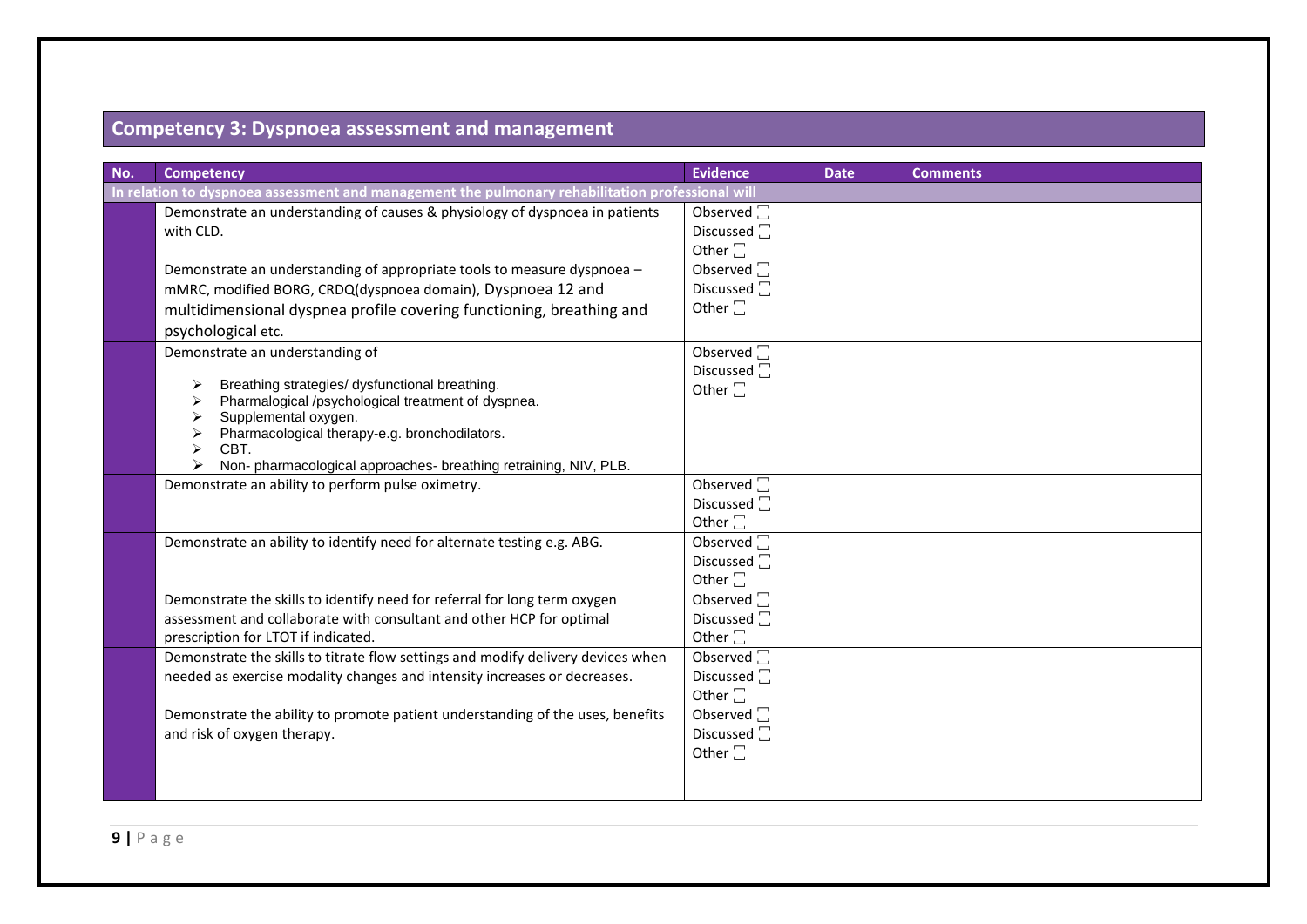## Competency 3: Dyspnoea assessment and management

| No. | Competency | Evidence | Date | Comments |
|---|---|---|---|---|
| **In relation to dyspnoea assessment and management the pulmonary rehabilitation professional will** | | | | |
| | Demonstrate an understanding of causes & physiology of dyspnoea in patients with CLD. | Observed ☐<br>Discussed ☐<br>Other ☐ | | |
| | Demonstrate an understanding of appropriate tools to measure dyspnoea – mMRC, modified BORG, CRDQ(dyspnoea domain), Dyspnoea 12 and multidimensional dyspnea profile covering functioning, breathing and psychological etc. | Observed ☐<br>Discussed ☐<br>Other ☐ | | |
| | Demonstrate an understanding of<br>➢ Breathing strategies/ dysfunctional breathing.<br>➢ Pharmalogical /psychological treatment of dyspnea.<br>➢ Supplemental oxygen.<br>➢ Pharmacological therapy-e.g. bronchodilators.<br>➢ CBT.<br>➢ Non- pharmacological approaches- breathing retraining, NIV, PLB. | Observed ☐<br>Discussed ☐<br>Other ☐ | | |
| | Demonstrate an ability to perform pulse oximetry. | Observed ☐<br>Discussed ☐<br>Other ☐ | | |
| | Demonstrate an ability to identify need for alternate testing e.g. ABG. | Observed ☐<br>Discussed ☐<br>Other ☐ | | |
| | Demonstrate the skills to identify need for referral for long term oxygen assessment and collaborate with consultant and other HCP for optimal prescription for LTOT if indicated. | Observed ☐<br>Discussed ☐<br>Other ☐ | | |
| | Demonstrate the skills to titrate flow settings and modify delivery devices when needed as exercise modality changes and intensity increases or decreases. | Observed ☐<br>Discussed ☐<br>Other ☐ | | |
| | Demonstrate the ability to promote patient understanding of the uses, benefits and risk of oxygen therapy. | Observed ☐<br>Discussed ☐<br>Other ☐ | | |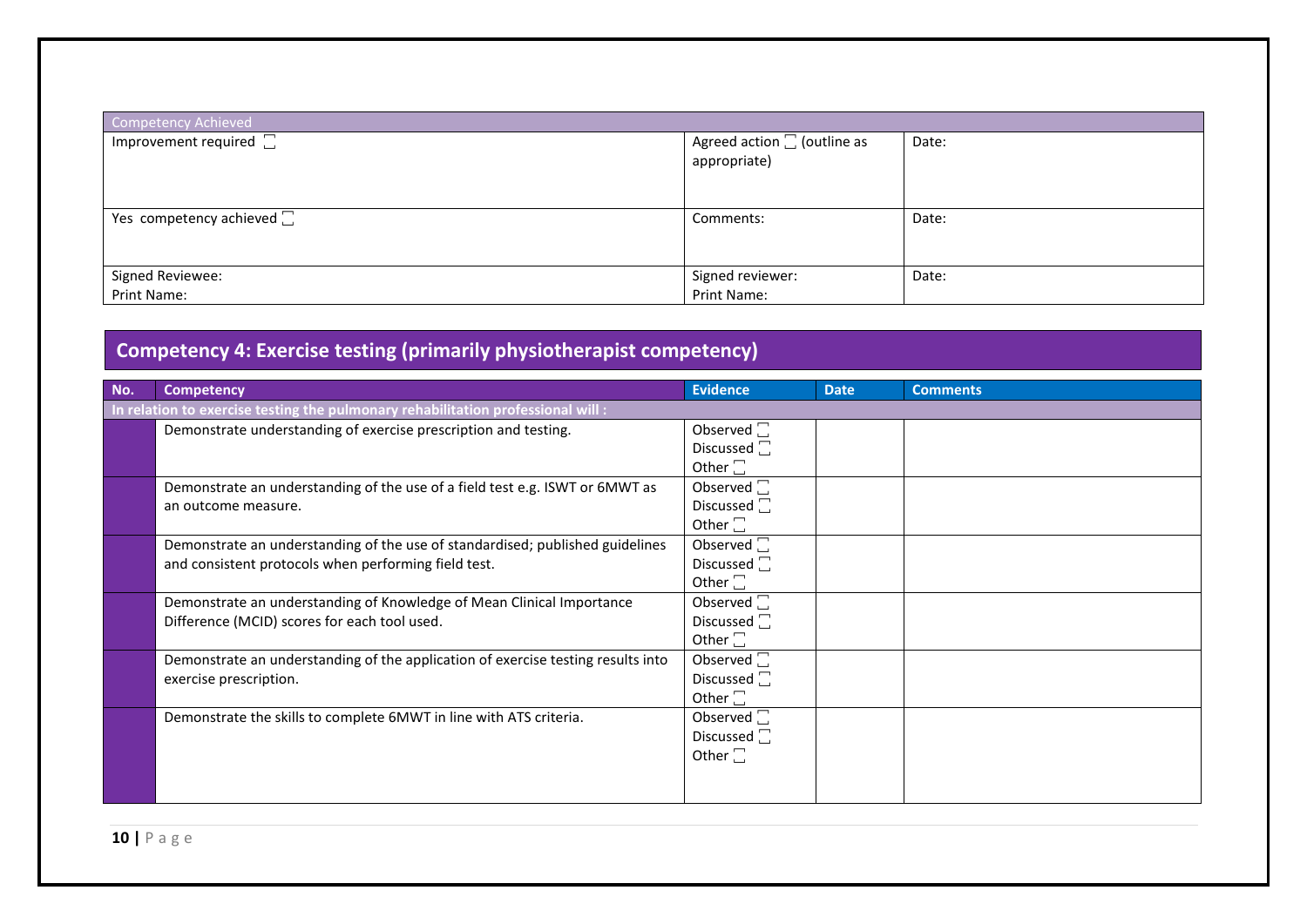| Competency Achieved | | |
|---|---|---|
| Improvement required ☐ | Agreed action ☐ (outline as appropriate) | Date: |
| Yes competency achieved ☐ | Comments: | Date: |
| Signed Reviewee:<br>Print Name: | Signed reviewer:<br>Print Name: | Date: |

## Competency 4: Exercise testing (primarily physiotherapist competency)

| No. | Competency | Evidence | Date | Comments |
|---|---|---|---|---|
| **In relation to exercise testing the pulmonary rehabilitation professional will :** | | | | |
| | Demonstrate understanding of exercise prescription and testing. | Observed ☐<br>Discussed ☐<br>Other ☐ | | |
| | Demonstrate an understanding of the use of a field test e.g. ISWT or 6MWT as an outcome measure. | Observed ☐<br>Discussed ☐<br>Other ☐ | | |
| | Demonstrate an understanding of the use of standardised; published guidelines and consistent protocols when performing field test. | Observed ☐<br>Discussed ☐<br>Other ☐ | | |
| | Demonstrate an understanding of Knowledge of Mean Clinical Importance Difference (MCID) scores for each tool used. | Observed ☐<br>Discussed ☐<br>Other ☐ | | |
| | Demonstrate an understanding of the application of exercise testing results into exercise prescription. | Observed ☐<br>Discussed ☐<br>Other ☐ | | |
| | Demonstrate the skills to complete 6MWT in line with ATS criteria. | Observed ☐<br>Discussed ☐<br>Other ☐ | | |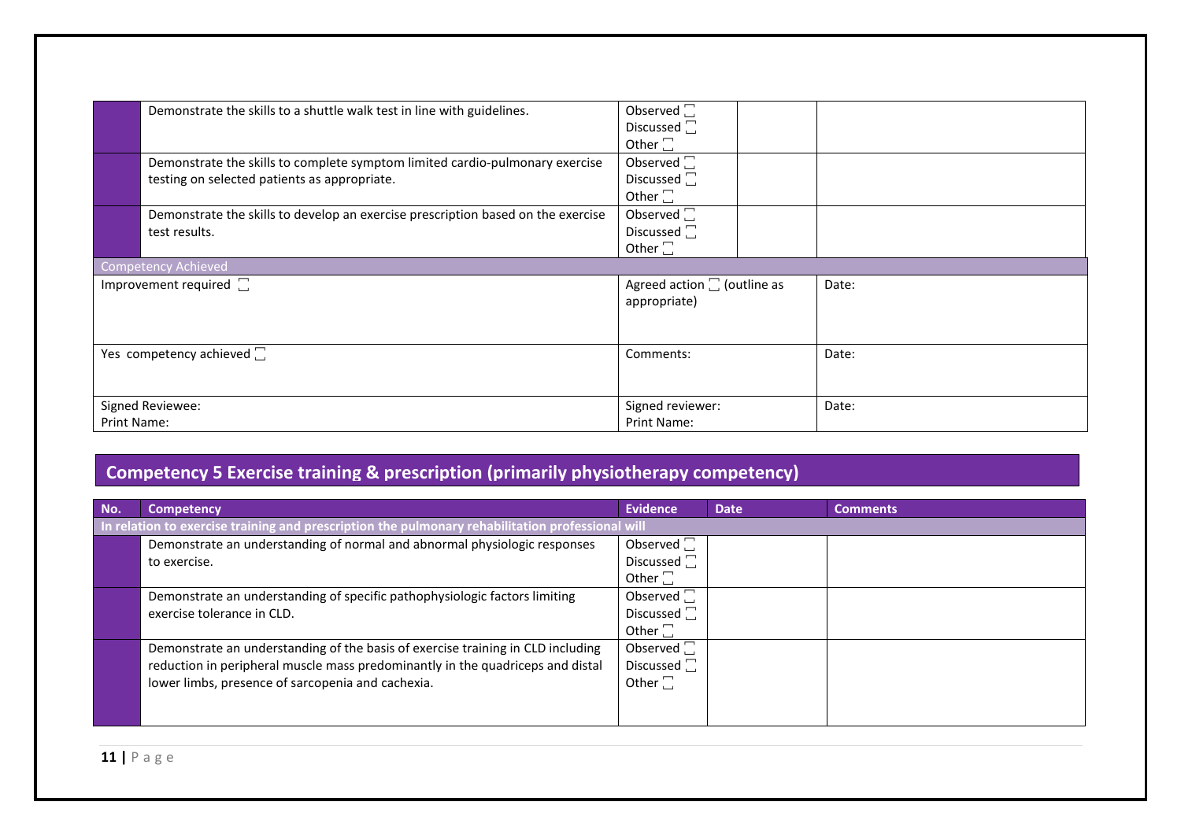| | | | | |
|---|---|---|---|---|
| | Demonstrate the skills to a shuttle walk test in line with guidelines. | Observed ☐<br>Discussed ☐<br>Other ☐ | | |
| | Demonstrate the skills to complete symptom limited cardio-pulmonary exercise testing on selected patients as appropriate. | Observed ☐<br>Discussed ☐<br>Other ☐ | | |
| | Demonstrate the skills to develop an exercise prescription based on the exercise test results. | Observed ☐<br>Discussed ☐<br>Other ☐ | | |

| Competency Achieved | | |
|---|---|---|
| Improvement required ☐ | Agreed action ☐ (outline as appropriate) | Date: |
| Yes competency achieved ☐ | Comments: | Date: |
| Signed Reviewee:<br>Print Name: | Signed reviewer:<br>Print Name: | Date: |

## Competency 5 Exercise training & prescription (primarily physiotherapy competency)

| No. | Competency | Evidence | Date | Comments |
|---|---|---|---|---|
| **In relation to exercise training and prescription the pulmonary rehabilitation professional will** | | | | |
| | Demonstrate an understanding of normal and abnormal physiologic responses to exercise. | Observed ☐<br>Discussed ☐<br>Other ☐ | | |
| | Demonstrate an understanding of specific pathophysiologic factors limiting exercise tolerance in CLD. | Observed ☐<br>Discussed ☐<br>Other ☐ | | |
| | Demonstrate an understanding of the basis of exercise training in CLD including reduction in peripheral muscle mass predominantly in the quadriceps and distal lower limbs, presence of sarcopenia and cachexia. | Observed ☐<br>Discussed ☐<br>Other ☐ | | |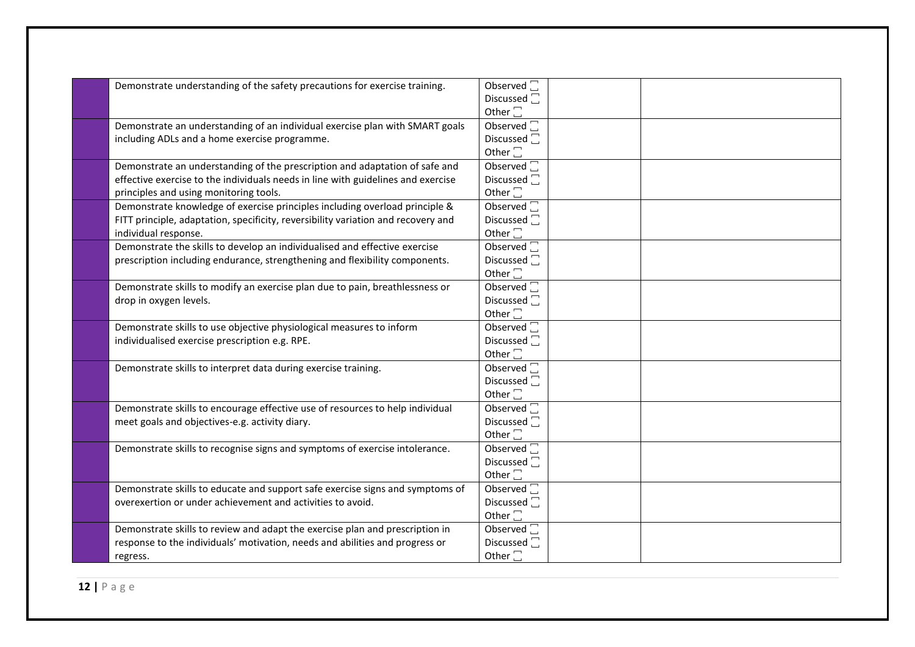| | | | | |
|---|---|---|---|---|
| | Demonstrate understanding of the safety precautions for exercise training. | Observed ☐<br>Discussed ☐<br>Other ☐ | | |
| | Demonstrate an understanding of an individual exercise plan with SMART goals including ADLs and a home exercise programme. | Observed ☐<br>Discussed ☐<br>Other ☐ | | |
| | Demonstrate an understanding of the prescription and adaptation of safe and effective exercise to the individuals needs in line with guidelines and exercise principles and using monitoring tools. | Observed ☐<br>Discussed ☐<br>Other ☐ | | |
| | Demonstrate knowledge of exercise principles including overload principle & FITT principle, adaptation, specificity, reversibility variation and recovery and individual response. | Observed ☐<br>Discussed ☐<br>Other ☐ | | |
| | Demonstrate the skills to develop an individualised and effective exercise prescription including endurance, strengthening and flexibility components. | Observed ☐<br>Discussed ☐<br>Other ☐ | | |
| | Demonstrate skills to modify an exercise plan due to pain, breathlessness or drop in oxygen levels. | Observed ☐<br>Discussed ☐<br>Other ☐ | | |
| | Demonstrate skills to use objective physiological measures to inform individualised exercise prescription e.g. RPE. | Observed ☐<br>Discussed ☐<br>Other ☐ | | |
| | Demonstrate skills to interpret data during exercise training. | Observed ☐<br>Discussed ☐<br>Other ☐ | | |
| | Demonstrate skills to encourage effective use of resources to help individual meet goals and objectives-e.g. activity diary. | Observed ☐<br>Discussed ☐<br>Other ☐ | | |
| | Demonstrate skills to recognise signs and symptoms of exercise intolerance. | Observed ☐<br>Discussed ☐<br>Other ☐ | | |
| | Demonstrate skills to educate and support safe exercise signs and symptoms of overexertion or under achievement and activities to avoid. | Observed ☐<br>Discussed ☐<br>Other ☐ | | |
| | Demonstrate skills to review and adapt the exercise plan and prescription in response to the individuals' motivation, needs and abilities and progress or regress. | Observed ☐<br>Discussed ☐<br>Other ☐ | | |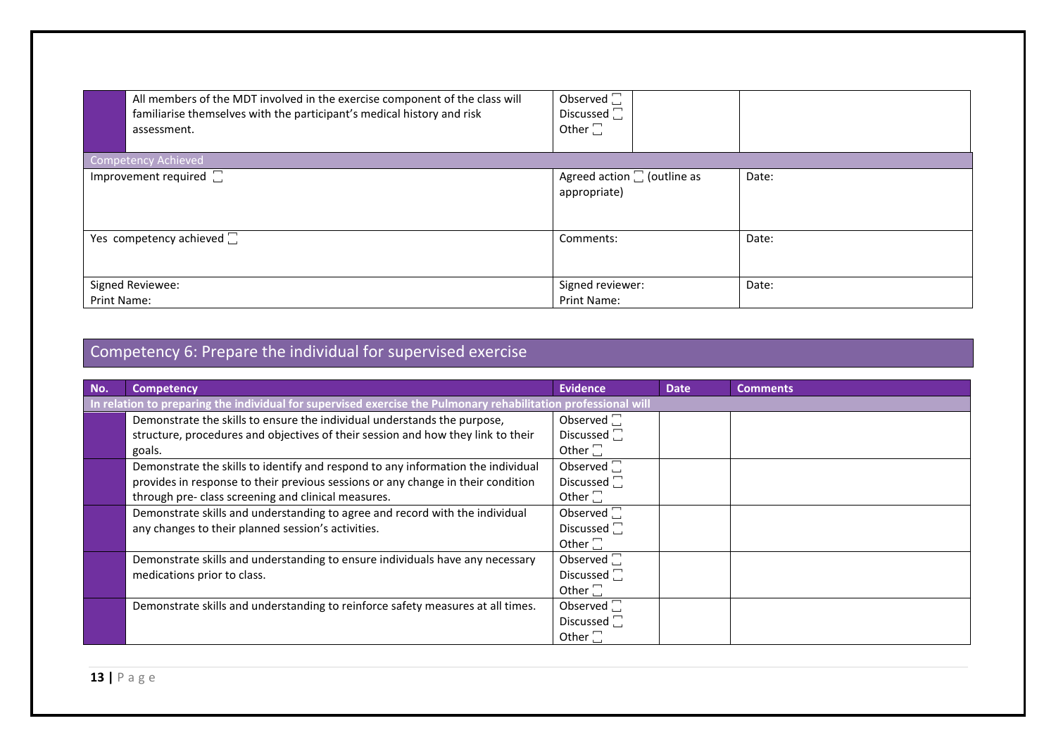| | | | | |
|---|---|---|---|---|
| | All members of the MDT involved in the exercise component of the class will familiarise themselves with the participant's medical history and risk assessment. | Observed ☐<br>Discussed ☐<br>Other ☐ | | |

| Competency Achieved | | |
|---|---|---|
| Improvement required ☐ | Agreed action ☐ (outline as appropriate) | Date: |
| Yes competency achieved ☐ | Comments: | Date: |
| Signed Reviewee:<br>Print Name: | Signed reviewer:<br>Print Name: | Date: |

## Competency 6: Prepare the individual for supervised exercise

| No. | Competency | Evidence | Date | Comments |
|---|---|---|---|---|
| **In relation to preparing the individual for supervised exercise the Pulmonary rehabilitation professional will** | | | | |
| | Demonstrate the skills to ensure the individual understands the purpose, structure, procedures and objectives of their session and how they link to their goals. | Observed ☐<br>Discussed ☐<br>Other ☐ | | |
| | Demonstrate the skills to identify and respond to any information the individual provides in response to their previous sessions or any change in their condition through pre- class screening and clinical measures. | Observed ☐<br>Discussed ☐<br>Other ☐ | | |
| | Demonstrate skills and understanding to agree and record with the individual any changes to their planned session's activities. | Observed ☐<br>Discussed ☐<br>Other ☐ | | |
| | Demonstrate skills and understanding to ensure individuals have any necessary medications prior to class. | Observed ☐<br>Discussed ☐<br>Other ☐ | | |
| | Demonstrate skills and understanding to reinforce safety measures at all times. | Observed ☐<br>Discussed ☐<br>Other ☐ | | |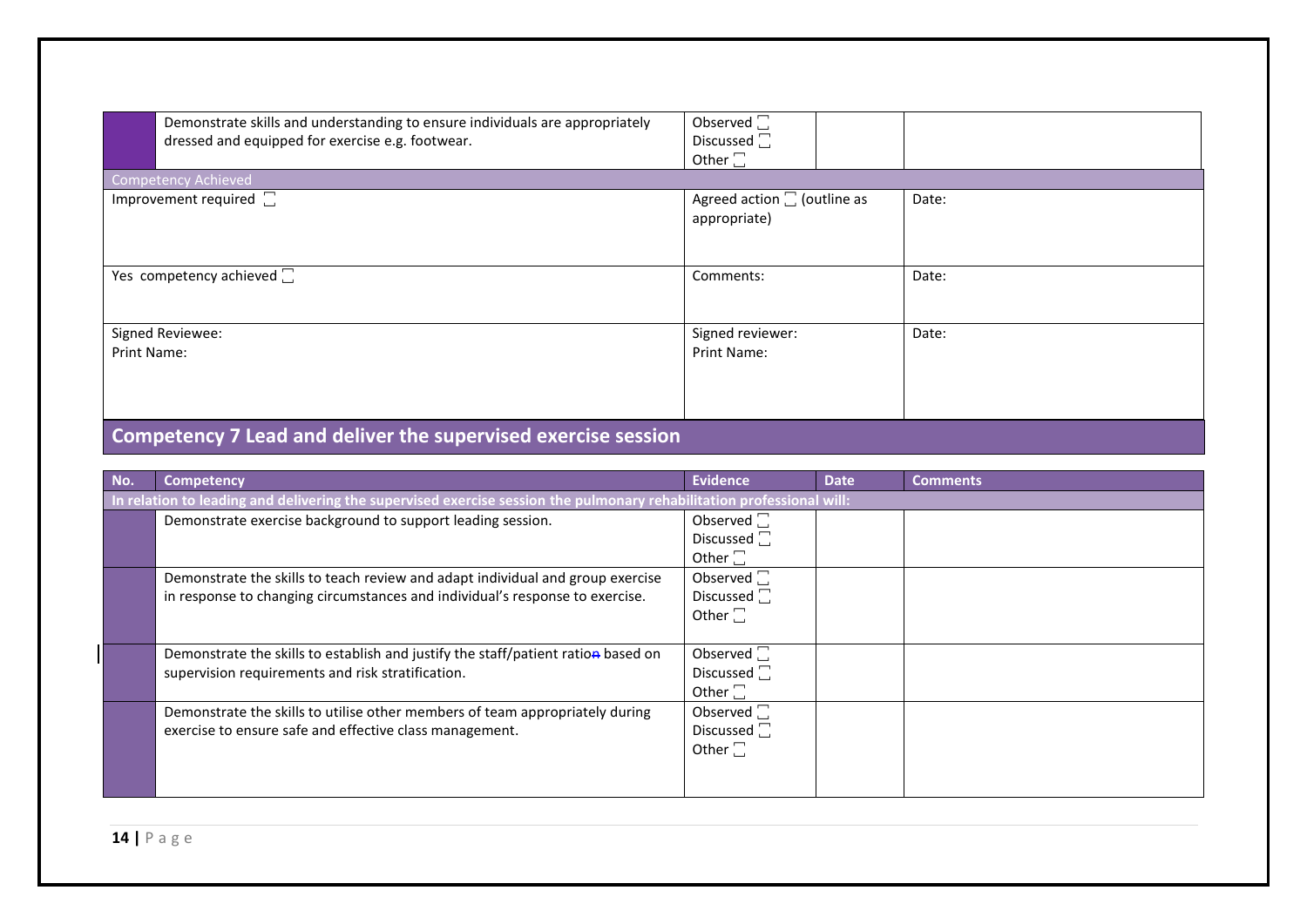| | | | | |
|---|---|---|---|---|
| | Demonstrate skills and understanding to ensure individuals are appropriately dressed and equipped for exercise e.g. footwear. | Observed ☐<br>Discussed ☐<br>Other ☐ | | |

| Competency Achieved | | |
|---|---|---|
| Improvement required ☐ | Agreed action ☐ (outline as appropriate) | Date: |
| Yes competency achieved ☐ | Comments: | Date: |
| Signed Reviewee:<br>Print Name: | Signed reviewer:<br>Print Name: | Date: |

## Competency 7 Lead and deliver the supervised exercise session

| No. | Competency | Evidence | Date | Comments |
|---|---|---|---|---|
| **In relation to leading and delivering the supervised exercise session the pulmonary rehabilitation professional will:** | | | | |
| | Demonstrate exercise background to support leading session. | Observed ☐<br>Discussed ☐<br>Other ☐ | | |
| | Demonstrate the skills to teach review and adapt individual and group exercise in response to changing circumstances and individual's response to exercise. | Observed ☐<br>Discussed ☐<br>Other ☐ | | |
| | Demonstrate the skills to establish and justify the staff/patient ratio based on supervision requirements and risk stratification. | Observed ☐<br>Discussed ☐<br>Other ☐ | | |
| | Demonstrate the skills to utilise other members of team appropriately during exercise to ensure safe and effective class management. | Observed ☐<br>Discussed ☐<br>Other ☐ | | |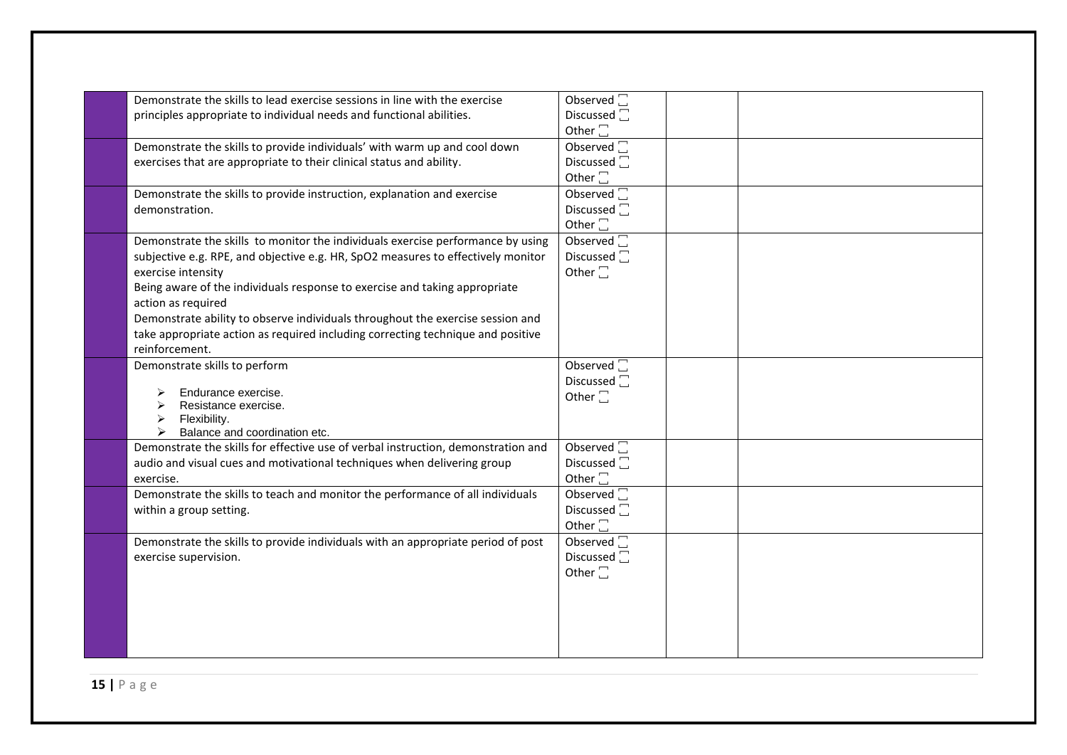| | | | | |
|---|---|---|---|---|
| | Demonstrate the skills to lead exercise sessions in line with the exercise principles appropriate to individual needs and functional abilities. | Observed ☐<br>Discussed ☐<br>Other ☐ | | |
| | Demonstrate the skills to provide individuals' with warm up and cool down exercises that are appropriate to their clinical status and ability. | Observed ☐<br>Discussed ☐<br>Other ☐ | | |
| | Demonstrate the skills to provide instruction, explanation and exercise demonstration. | Observed ☐<br>Discussed ☐<br>Other ☐ | | |
| | Demonstrate the skills to monitor the individuals exercise performance by using subjective e.g. RPE, and objective e.g. HR, $SpO_2$ measures to effectively monitor exercise intensity<br>Being aware of the individuals response to exercise and taking appropriate action as required<br>Demonstrate ability to observe individuals throughout the exercise session and take appropriate action as required including correcting technique and positive reinforcement. | Observed ☐<br>Discussed ☐<br>Other ☐ | | |
| | Demonstrate skills to perform<br>➢ Endurance exercise.<br>➢ Resistance exercise.<br>➢ Flexibility.<br>➢ Balance and coordination etc. | Observed ☐<br>Discussed ☐<br>Other ☐ | | |
| | Demonstrate the skills for effective use of verbal instruction, demonstration and audio and visual cues and motivational techniques when delivering group exercise. | Observed ☐<br>Discussed ☐<br>Other ☐ | | |
| | Demonstrate the skills to teach and monitor the performance of all individuals within a group setting. | Observed ☐<br>Discussed ☐<br>Other ☐ | | |
| | Demonstrate the skills to provide individuals with an appropriate period of post exercise supervision. | Observed ☐<br>Discussed ☐<br>Other ☐ | | |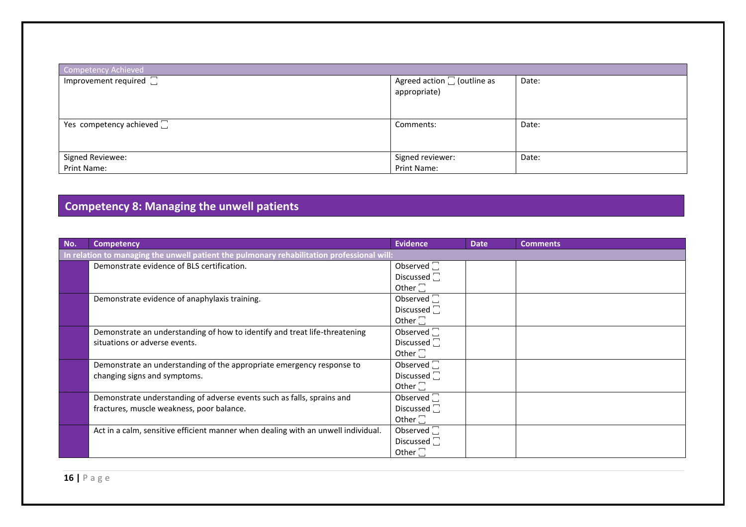| Competency Achieved | | |
|---|---|---|
| Improvement required ☐ | Agreed action ☐ (outline as appropriate) | Date: |
| Yes competency achieved ☐ | Comments: | Date: |
| Signed Reviewee:<br>Print Name: | Signed reviewer:<br>Print Name: | Date: |

## Competency 8: Managing the unwell patients

| No. | Competency | Evidence | Date | Comments |
|---|---|---|---|---|
| **In relation to managing the unwell patient the pulmonary rehabilitation professional will:** | | | | |
| | Demonstrate evidence of BLS certification. | Observed ☐<br>Discussed ☐<br>Other ☐ | | |
| | Demonstrate evidence of anaphylaxis training. | Observed ☐<br>Discussed ☐<br>Other ☐ | | |
| | Demonstrate an understanding of how to identify and treat life-threatening situations or adverse events. | Observed ☐<br>Discussed ☐<br>Other ☐ | | |
| | Demonstrate an understanding of the appropriate emergency response to changing signs and symptoms. | Observed ☐<br>Discussed ☐<br>Other ☐ | | |
| | Demonstrate understanding of adverse events such as falls, sprains and fractures, muscle weakness, poor balance. | Observed ☐<br>Discussed ☐<br>Other ☐ | | |
| | Act in a calm, sensitive efficient manner when dealing with an unwell individual. | Observed ☐<br>Discussed ☐<br>Other ☐ | | |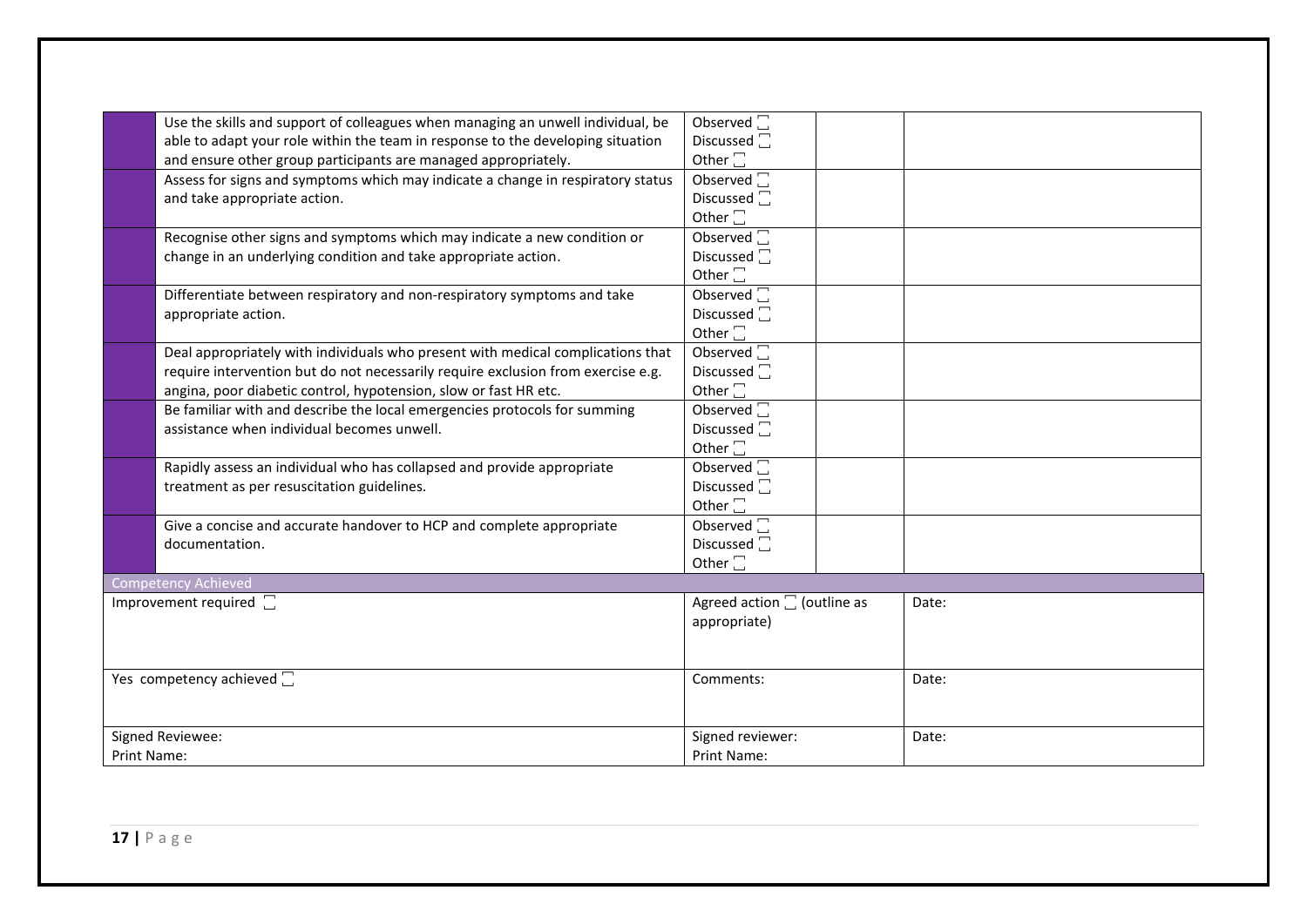| | | | | |
|---|---|---|---|---|
| | Use the skills and support of colleagues when managing an unwell individual, be able to adapt your role within the team in response to the developing situation and ensure other group participants are managed appropriately. | Observed ☐<br>Discussed ☐<br>Other ☐ | | |
| | Assess for signs and symptoms which may indicate a change in respiratory status and take appropriate action. | Observed ☐<br>Discussed ☐<br>Other ☐ | | |
| | Recognise other signs and symptoms which may indicate a new condition or change in an underlying condition and take appropriate action. | Observed ☐<br>Discussed ☐<br>Other ☐ | | |
| | Differentiate between respiratory and non-respiratory symptoms and take appropriate action. | Observed ☐<br>Discussed ☐<br>Other ☐ | | |
| | Deal appropriately with individuals who present with medical complications that require intervention but do not necessarily require exclusion from exercise e.g. angina, poor diabetic control, hypotension, slow or fast HR etc. | Observed ☐<br>Discussed ☐<br>Other ☐ | | |
| | Be familiar with and describe the local emergencies protocols for summing assistance when individual becomes unwell. | Observed ☐<br>Discussed ☐<br>Other ☐ | | |
| | Rapidly assess an individual who has collapsed and provide appropriate treatment as per resuscitation guidelines. | Observed ☐<br>Discussed ☐<br>Other ☐ | | |
| | Give a concise and accurate handover to HCP and complete appropriate documentation. | Observed ☐<br>Discussed ☐<br>Other ☐ | | |

| Competency Achieved | | |
|---|---|---|
| Improvement required ☐ | Agreed action ☐ (outline as appropriate) | Date: |
| Yes competency achieved ☐ | Comments: | Date: |
| Signed Reviewee:<br>Print Name: | Signed reviewer:<br>Print Name: | Date: |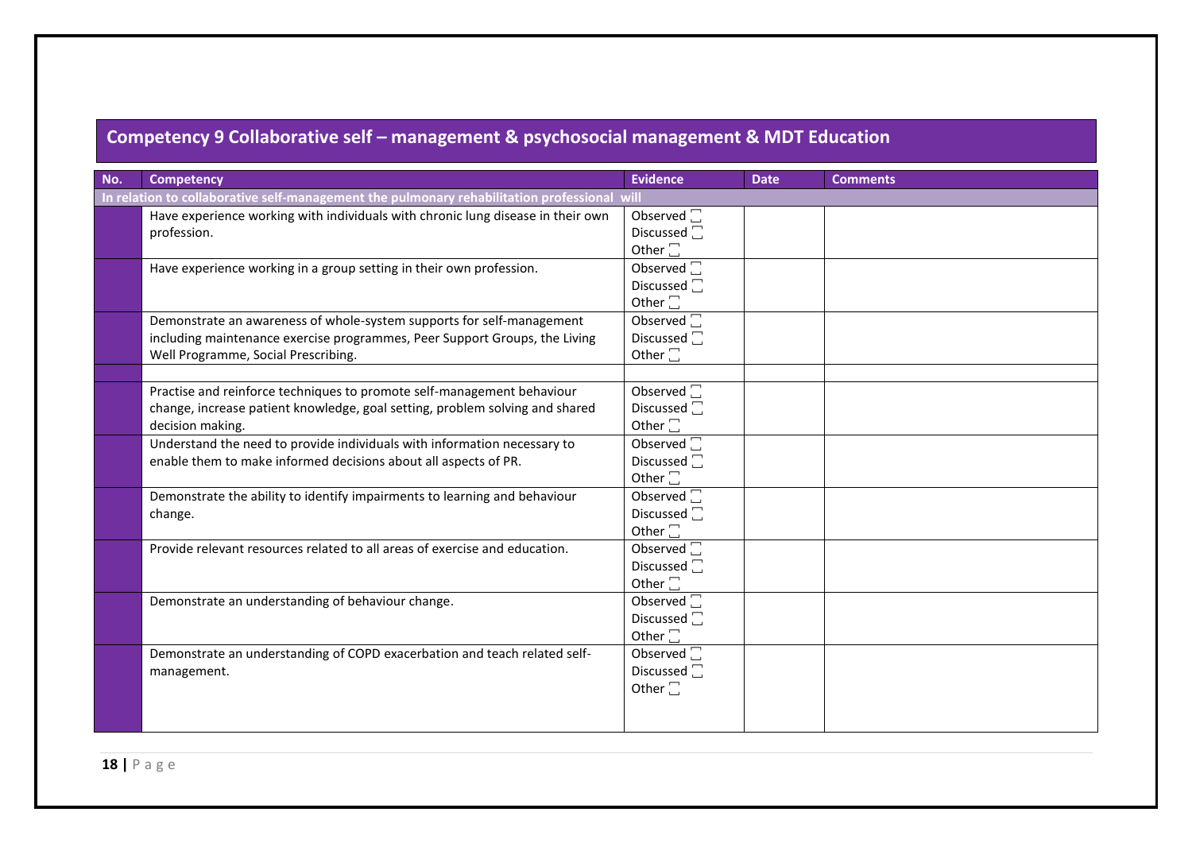## Competency 9 Collaborative self – management & psychosocial management & MDT Education

| No. | Competency | Evidence | Date | Comments |
|---|---|---|---|---|
| **In relation to collaborative self-management the pulmonary rehabilitation professional will** | | | | |
| | Have experience working with individuals with chronic lung disease in their own profession. | Observed ☐<br>Discussed ☐<br>Other ☐ | | |
| | Have experience working in a group setting in their own profession. | Observed ☐<br>Discussed ☐<br>Other ☐ | | |
| | Demonstrate an awareness of whole-system supports for self-management including maintenance exercise programmes, Peer Support Groups, the Living Well Programme, Social Prescribing. | Observed ☐<br>Discussed ☐<br>Other ☐ | | |
| | | | | |
| | Practise and reinforce techniques to promote self-management behaviour change, increase patient knowledge, goal setting, problem solving and shared decision making. | Observed ☐<br>Discussed ☐<br>Other ☐ | | |
| | Understand the need to provide individuals with information necessary to enable them to make informed decisions about all aspects of PR. | Observed ☐<br>Discussed ☐<br>Other ☐ | | |
| | Demonstrate the ability to identify impairments to learning and behaviour change. | Observed ☐<br>Discussed ☐<br>Other ☐ | | |
| | Provide relevant resources related to all areas of exercise and education. | Observed ☐<br>Discussed ☐<br>Other ☐ | | |
| | Demonstrate an understanding of behaviour change. | Observed ☐<br>Discussed ☐<br>Other ☐ | | |
| | Demonstrate an understanding of COPD exacerbation and teach related self-management. | Observed ☐<br>Discussed ☐<br>Other ☐ | | |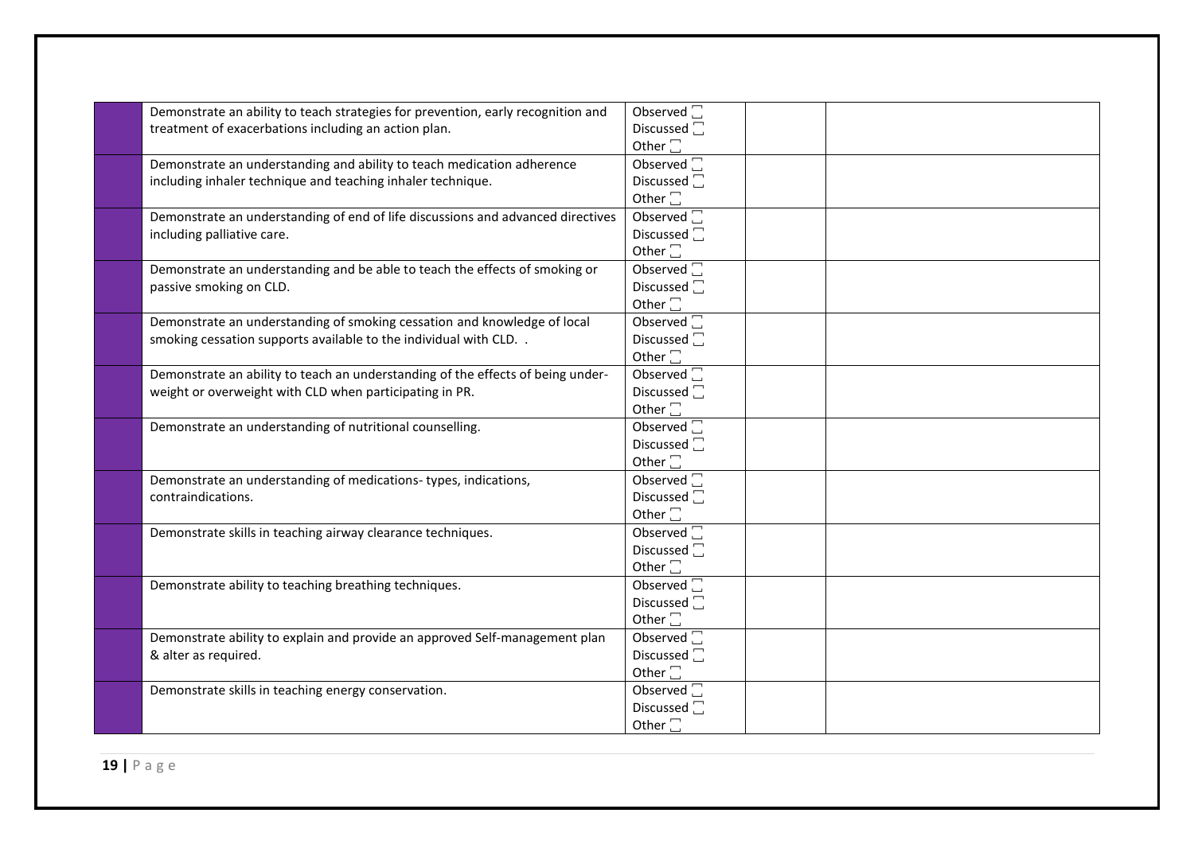| | | | | |
|---|---|---|---|---|
| | Demonstrate an ability to teach strategies for prevention, early recognition and treatment of exacerbations including an action plan. | Observed ☐<br>Discussed ☐<br>Other ☐ | | |
| | Demonstrate an understanding and ability to teach medication adherence including inhaler technique and teaching inhaler technique. | Observed ☐<br>Discussed ☐<br>Other ☐ | | |
| | Demonstrate an understanding of end of life discussions and advanced directives including palliative care. | Observed ☐<br>Discussed ☐<br>Other ☐ | | |
| | Demonstrate an understanding and be able to teach the effects of smoking or passive smoking on CLD. | Observed ☐<br>Discussed ☐<br>Other ☐ | | |
| | Demonstrate an understanding of smoking cessation and knowledge of local smoking cessation supports available to the individual with CLD. . | Observed ☐<br>Discussed ☐<br>Other ☐ | | |
| | Demonstrate an ability to teach an understanding of the effects of being under-weight or overweight with CLD when participating in PR. | Observed ☐<br>Discussed ☐<br>Other ☐ | | |
| | Demonstrate an understanding of nutritional counselling. | Observed ☐<br>Discussed ☐<br>Other ☐ | | |
| | Demonstrate an understanding of medications- types, indications, contraindications. | Observed ☐<br>Discussed ☐<br>Other ☐ | | |
| | Demonstrate skills in teaching airway clearance techniques. | Observed ☐<br>Discussed ☐<br>Other ☐ | | |
| | Demonstrate ability to teaching breathing techniques. | Observed ☐<br>Discussed ☐<br>Other ☐ | | |
| | Demonstrate ability to explain and provide an approved Self-management plan & alter as required. | Observed ☐<br>Discussed ☐<br>Other ☐ | | |
| | Demonstrate skills in teaching energy conservation. | Observed ☐<br>Discussed ☐<br>Other ☐ | | |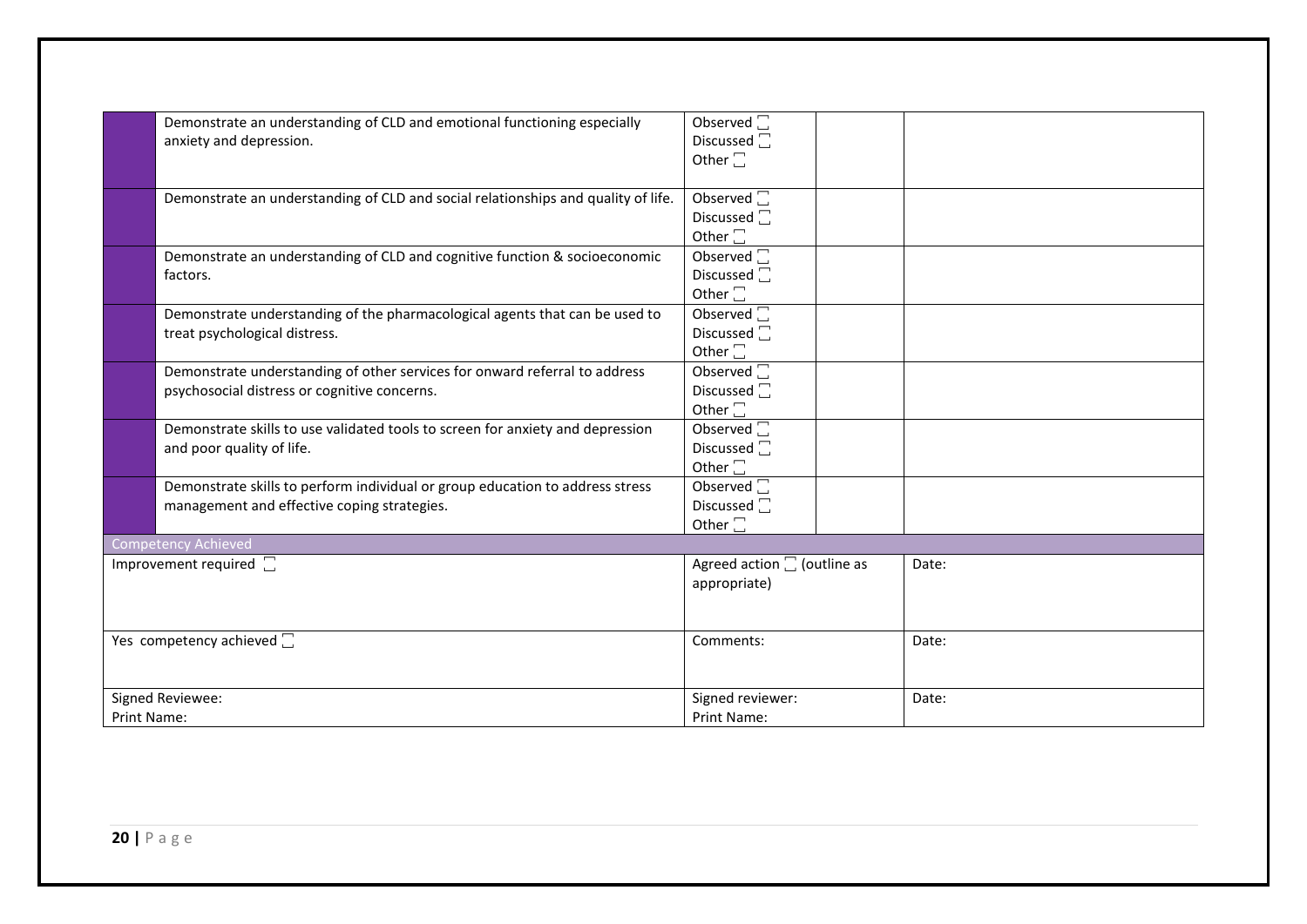| | | | | |
|---|---|---|---|---|
| | Demonstrate an understanding of CLD and emotional functioning especially anxiety and depression. | Observed ☐<br>Discussed ☐<br>Other ☐ | | |
| | Demonstrate an understanding of CLD and social relationships and quality of life. | Observed ☐<br>Discussed ☐<br>Other ☐ | | |
| | Demonstrate an understanding of CLD and cognitive function & socioeconomic factors. | Observed ☐<br>Discussed ☐<br>Other ☐ | | |
| | Demonstrate understanding of the pharmacological agents that can be used to treat psychological distress. | Observed ☐<br>Discussed ☐<br>Other ☐ | | |
| | Demonstrate understanding of other services for onward referral to address psychosocial distress or cognitive concerns. | Observed ☐<br>Discussed ☐<br>Other ☐ | | |
| | Demonstrate skills to use validated tools to screen for anxiety and depression and poor quality of life. | Observed ☐<br>Discussed ☐<br>Other ☐ | | |
| | Demonstrate skills to perform individual or group education to address stress management and effective coping strategies. | Observed ☐<br>Discussed ☐<br>Other ☐ | | |

| Competency Achieved | | |
|---|---|---|
| Improvement required ☐ | Agreed action ☐ (outline as appropriate) | Date: |
| Yes competency achieved ☐ | Comments: | Date: |
| Signed Reviewee:<br>Print Name: | Signed reviewer:<br>Print Name: | Date: |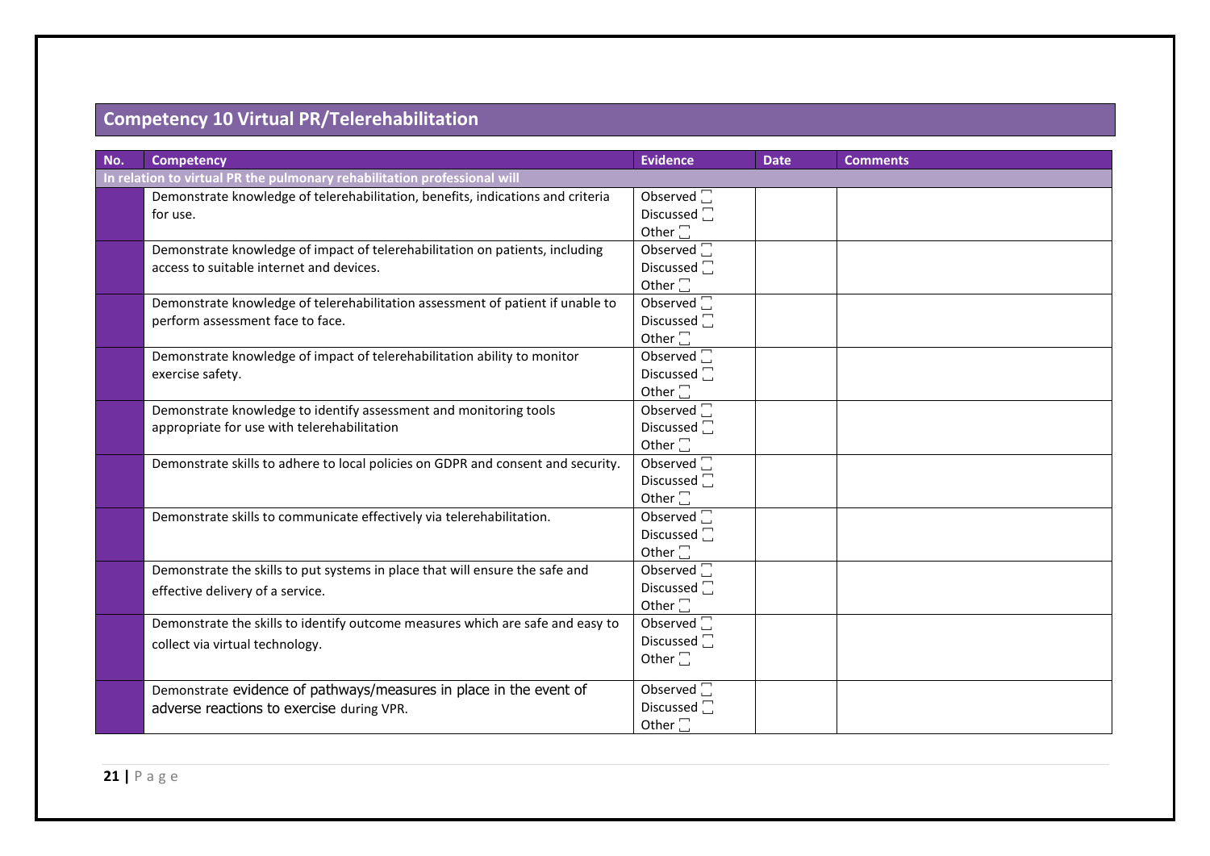## Competency 10 Virtual PR/Telerehabilitation

| No. | Competency | Evidence | Date | Comments |
|---|---|---|---|---|
| **In relation to virtual PR the pulmonary rehabilitation professional will** | | | | |
| | Demonstrate knowledge of telerehabilitation, benefits, indications and criteria for use. | Observed ☐ Discussed ☐ Other ☐ | | |
| | Demonstrate knowledge of impact of telerehabilitation on patients, including access to suitable internet and devices. | Observed ☐ Discussed ☐ Other ☐ | | |
| | Demonstrate knowledge of telerehabilitation assessment of patient if unable to perform assessment face to face. | Observed ☐ Discussed ☐ Other ☐ | | |
| | Demonstrate knowledge of impact of telerehabilitation ability to monitor exercise safety. | Observed ☐ Discussed ☐ Other ☐ | | |
| | Demonstrate knowledge to identify assessment and monitoring tools appropriate for use with telerehabilitation | Observed ☐ Discussed ☐ Other ☐ | | |
| | Demonstrate skills to adhere to local policies on GDPR and consent and security. | Observed ☐ Discussed ☐ Other ☐ | | |
| | Demonstrate skills to communicate effectively via telerehabilitation. | Observed ☐ Discussed ☐ Other ☐ | | |
| | Demonstrate the skills to put systems in place that will ensure the safe and effective delivery of a service. | Observed ☐ Discussed ☐ Other ☐ | | |
| | Demonstrate the skills to identify outcome measures which are safe and easy to collect via virtual technology. | Observed ☐ Discussed ☐ Other ☐ | | |
| | Demonstrate evidence of pathways/measures in place in the event of adverse reactions to exercise during VPR. | Observed ☐ Discussed ☐ Other ☐ | | |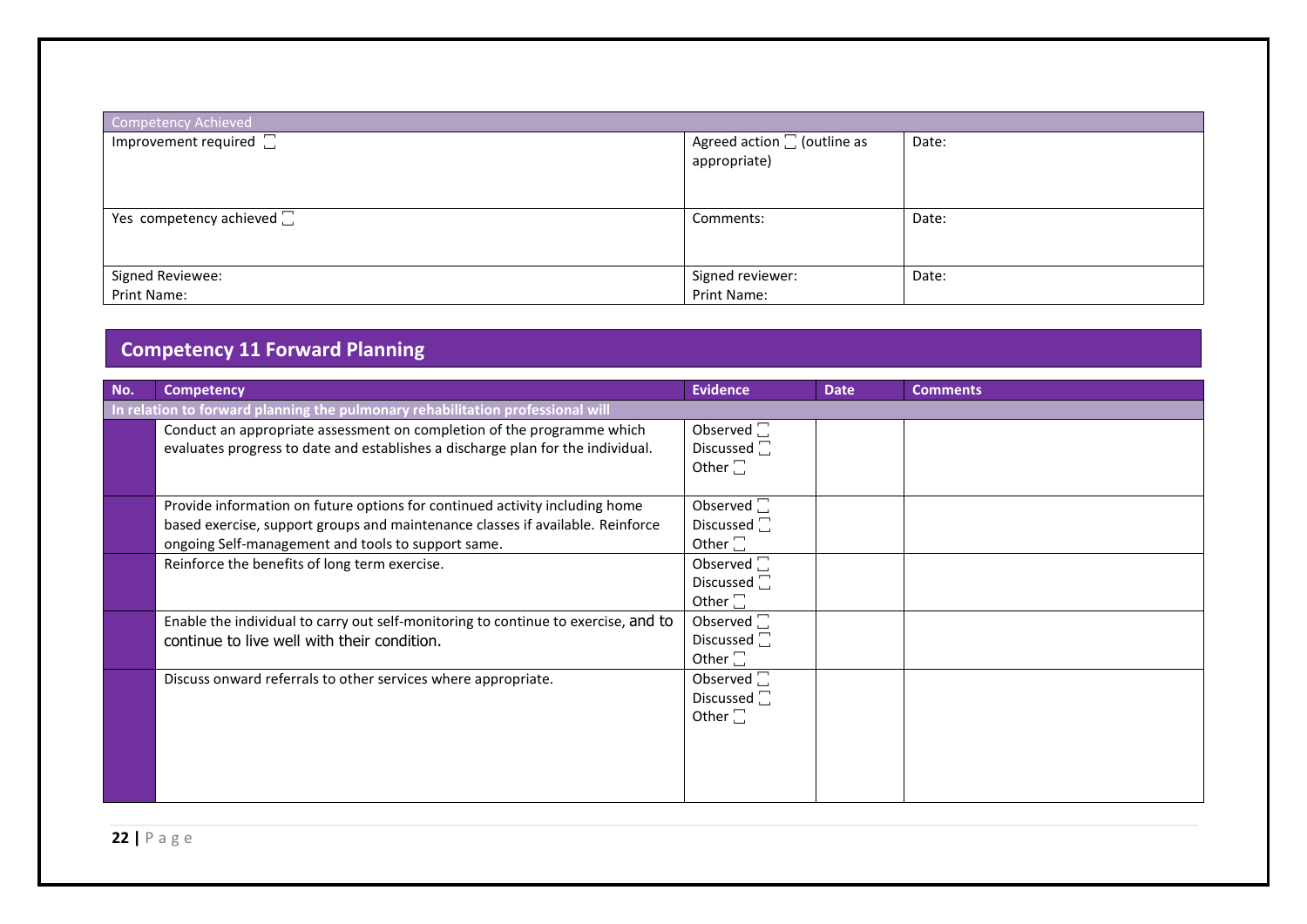| Competency Achieved | | |
|---|---|---|
| Improvement required ☐ | Agreed action ☐ (outline as appropriate) | Date: |
| Yes competency achieved ☐ | Comments: | Date: |
| Signed Reviewee:<br>Print Name: | Signed reviewer:<br>Print Name: | Date: |

## Competency 11 Forward Planning

| No. | Competency | Evidence | Date | Comments |
|---|---|---|---|---|
| **In relation to forward planning the pulmonary rehabilitation professional will** | | | | |
| | Conduct an appropriate assessment on completion of the programme which evaluates progress to date and establishes a discharge plan for the individual. | Observed ☐<br>Discussed ☐<br>Other ☐ | | |
| | Provide information on future options for continued activity including home based exercise, support groups and maintenance classes if available. Reinforce ongoing Self-management and tools to support same. | Observed ☐<br>Discussed ☐<br>Other ☐ | | |
| | Reinforce the benefits of long term exercise. | Observed ☐<br>Discussed ☐<br>Other ☐ | | |
| | Enable the individual to carry out self-monitoring to continue to exercise, and to continue to live well with their condition. | Observed ☐<br>Discussed ☐<br>Other ☐ | | |
| | Discuss onward referrals to other services where appropriate. | Observed ☐<br>Discussed ☐<br>Other ☐ | | |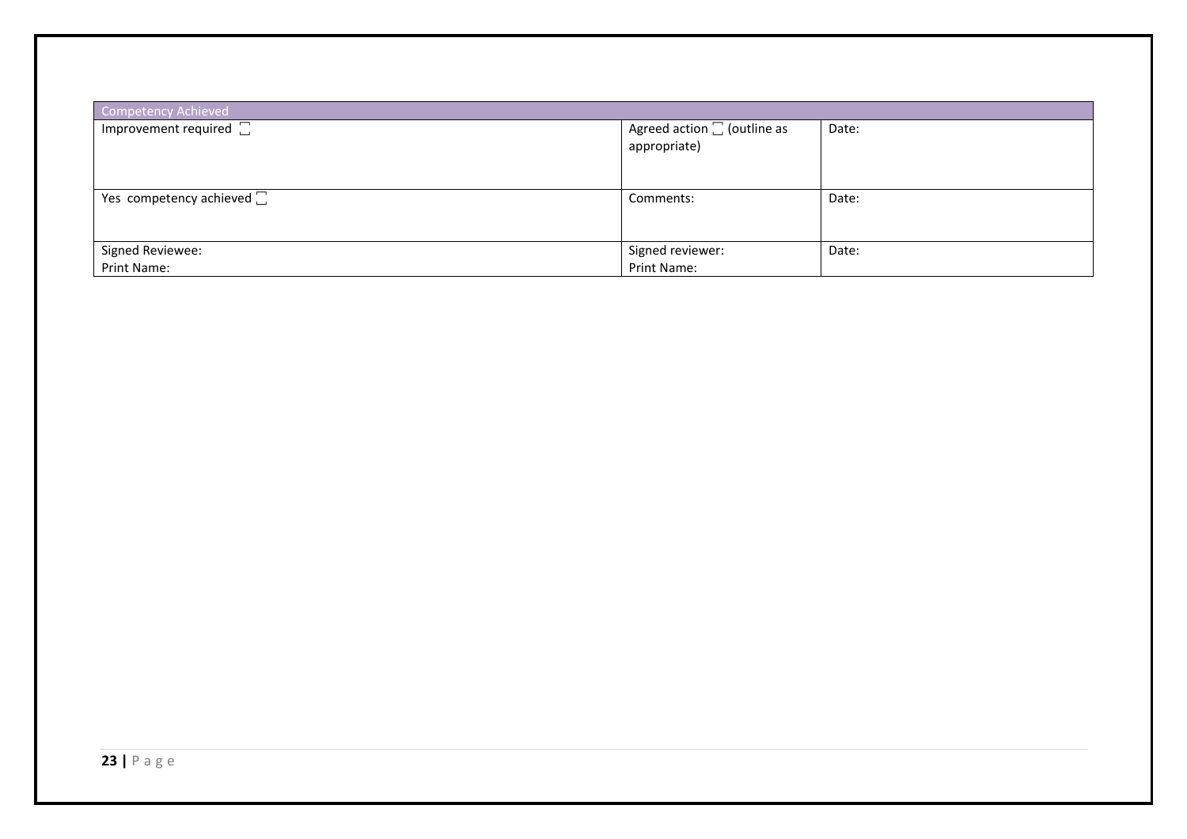| Competency Achieved | | |
|---|---|---|
| Improvement required ☐ | Agreed action ☐ (outline as appropriate) | Date: |
| Yes competency achieved ☐ | Comments: | Date: |
| Signed Reviewee:<br>Print Name: | Signed reviewer:<br>Print Name: | Date: |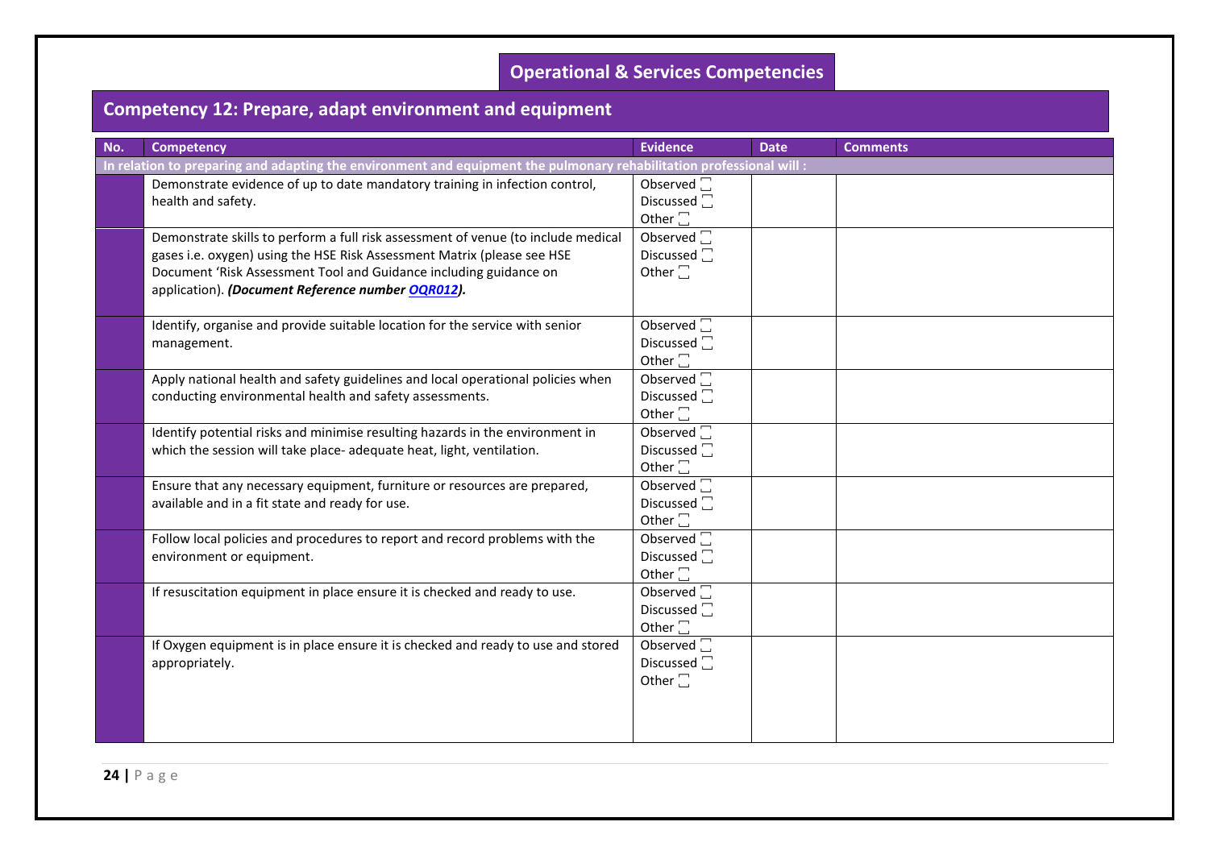## Operational & Services Competencies

### Competency 12: Prepare, adapt environment and equipment

| No. | Competency | Evidence | Date | Comments |
|---|---|---|---|---|
| **In relation to preparing and adapting the environment and equipment the pulmonary rehabilitation professional will :** | | | | |
| | Demonstrate evidence of up to date mandatory training in infection control, health and safety. | Observed ☐ Discussed ☐ Other ☐ | | |
| | Demonstrate skills to perform a full risk assessment of venue (to include medical gases i.e. oxygen) using the HSE Risk Assessment Matrix (please see HSE Document 'Risk Assessment Tool and Guidance including guidance on application). ***(Document Reference number OQR012).*** | Observed ☐ Discussed ☐ Other ☐ | | |
| | Identify, organise and provide suitable location for the service with senior management. | Observed ☐ Discussed ☐ Other ☐ | | |
| | Apply national health and safety guidelines and local operational policies when conducting environmental health and safety assessments. | Observed ☐ Discussed ☐ Other ☐ | | |
| | Identify potential risks and minimise resulting hazards in the environment in which the session will take place- adequate heat, light, ventilation. | Observed ☐ Discussed ☐ Other ☐ | | |
| | Ensure that any necessary equipment, furniture or resources are prepared, available and in a fit state and ready for use. | Observed ☐ Discussed ☐ Other ☐ | | |
| | Follow local policies and procedures to report and record problems with the environment or equipment. | Observed ☐ Discussed ☐ Other ☐ | | |
| | If resuscitation equipment in place ensure it is checked and ready to use. | Observed ☐ Discussed ☐ Other ☐ | | |
| | If Oxygen equipment is in place ensure it is checked and ready to use and stored appropriately. | Observed ☐ Discussed ☐ Other ☐ | | |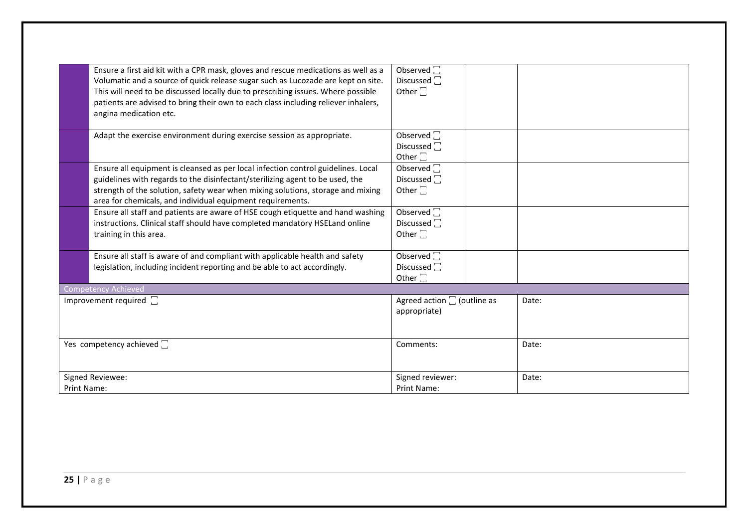|  | Ensure a first aid kit with a CPR mask, gloves and rescue medications as well as a Volumatic and a source of quick release sugar such as Lucozade are kept on site. This will need to be discussed locally due to prescribing issues. Where possible patients are advised to bring their own to each class including reliever inhalers, angina medication etc. | Observed ☐<br>Discussed ☐<br>Other ☐ |  |  |
|---|---|---|---|---|
|  | Adapt the exercise environment during exercise session as appropriate. | Observed ☐<br>Discussed ☐<br>Other ☐ |  |  |
|  | Ensure all equipment is cleansed as per local infection control guidelines. Local guidelines with regards to the disinfectant/sterilizing agent to be used, the strength of the solution, safety wear when mixing solutions, storage and mixing area for chemicals, and individual equipment requirements. | Observed ☐<br>Discussed ☐<br>Other ☐ |  |  |
|  | Ensure all staff and patients are aware of HSE cough etiquette and hand washing instructions. Clinical staff should have completed mandatory HSELand online training in this area. | Observed ☐<br>Discussed ☐<br>Other ☐ |  |  |
|  | Ensure all staff is aware of and compliant with applicable health and safety legislation, including incident reporting and be able to act accordingly. | Observed ☐<br>Discussed ☐<br>Other ☐ |  |  |

| Competency Achieved | | |
|---|---|---|
| Improvement required ☐ | Agreed action ☐ (outline as appropriate) | Date: |
| Yes competency achieved ☐ | Comments: | Date: |
| Signed Reviewee:<br>Print Name: | Signed reviewer:<br>Print Name: | Date: |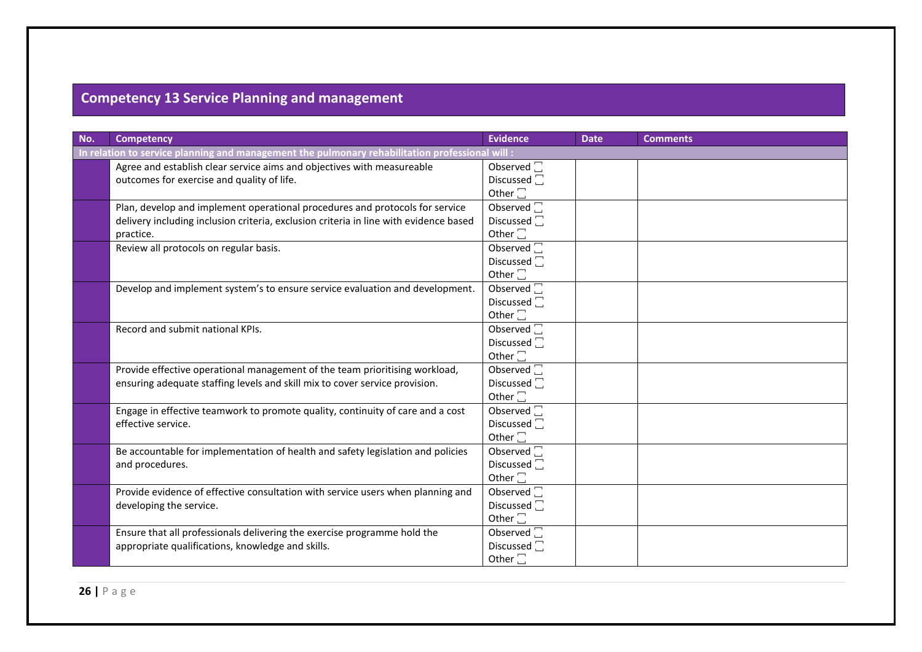## Competency 13 Service Planning and management

| No. | Competency | Evidence | Date | Comments |
|---|---|---|---|---|
| **In relation to service planning and management the pulmonary rehabilitation professional will :** | | | | |
| | Agree and establish clear service aims and objectives with measureable outcomes for exercise and quality of life. | Observed ☐<br>Discussed ☐<br>Other ☐ | | |
| | Plan, develop and implement operational procedures and protocols for service delivery including inclusion criteria, exclusion criteria in line with evidence based practice. | Observed ☐<br>Discussed ☐<br>Other ☐ | | |
| | Review all protocols on regular basis. | Observed ☐<br>Discussed ☐<br>Other ☐ | | |
| | Develop and implement system's to ensure service evaluation and development. | Observed ☐<br>Discussed ☐<br>Other ☐ | | |
| | Record and submit national KPIs. | Observed ☐<br>Discussed ☐<br>Other ☐ | | |
| | Provide effective operational management of the team prioritising workload, ensuring adequate staffing levels and skill mix to cover service provision. | Observed ☐<br>Discussed ☐<br>Other ☐ | | |
| | Engage in effective teamwork to promote quality, continuity of care and a cost effective service. | Observed ☐<br>Discussed ☐<br>Other ☐ | | |
| | Be accountable for implementation of health and safety legislation and policies and procedures. | Observed ☐<br>Discussed ☐<br>Other ☐ | | |
| | Provide evidence of effective consultation with service users when planning and developing the service. | Observed ☐<br>Discussed ☐<br>Other ☐ | | |
| | Ensure that all professionals delivering the exercise programme hold the appropriate qualifications, knowledge and skills. | Observed ☐<br>Discussed ☐<br>Other ☐ | | |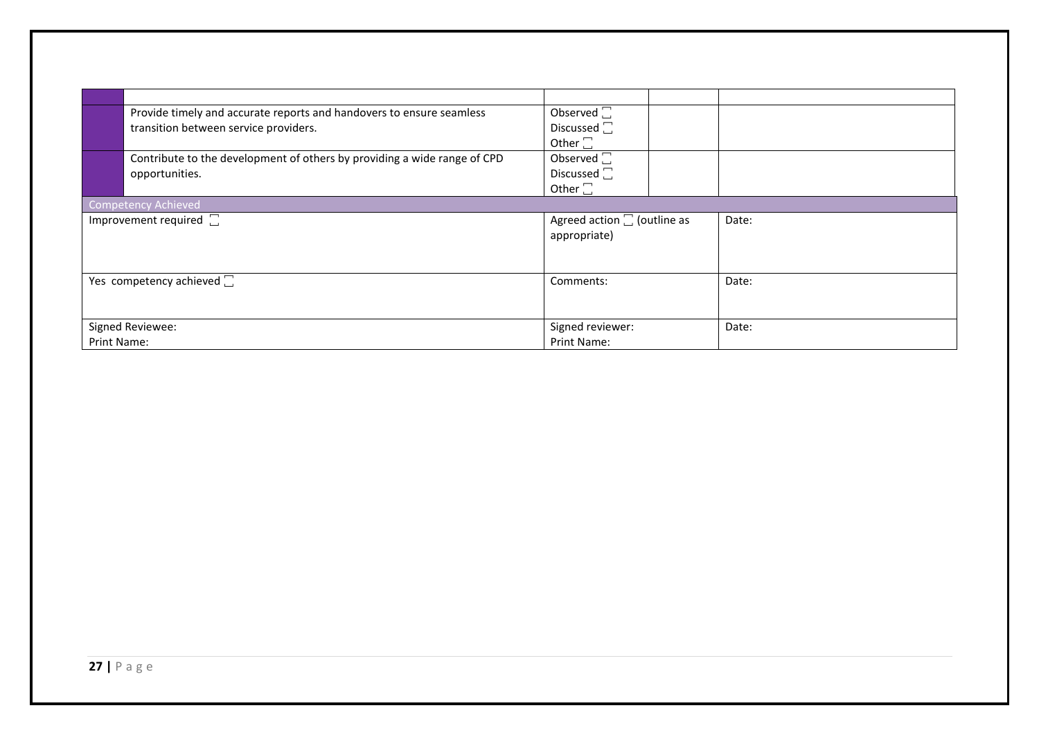| | | | | |
|---|---|---|---|---|
| | | | | |
| | Provide timely and accurate reports and handovers to ensure seamless transition between service providers. | Observed ☐<br>Discussed ☐<br>Other ☐ | | |
| | Contribute to the development of others by providing a wide range of CPD opportunities. | Observed ☐<br>Discussed ☐<br>Other ☐ | | |

| Competency Achieved | | |
|---|---|---|
| Improvement required ☐ | Agreed action ☐ (outline as appropriate) | Date: |
| Yes competency achieved ☐ | Comments: | Date: |
| Signed Reviewee:<br>Print Name: | Signed reviewer:<br>Print Name: | Date: |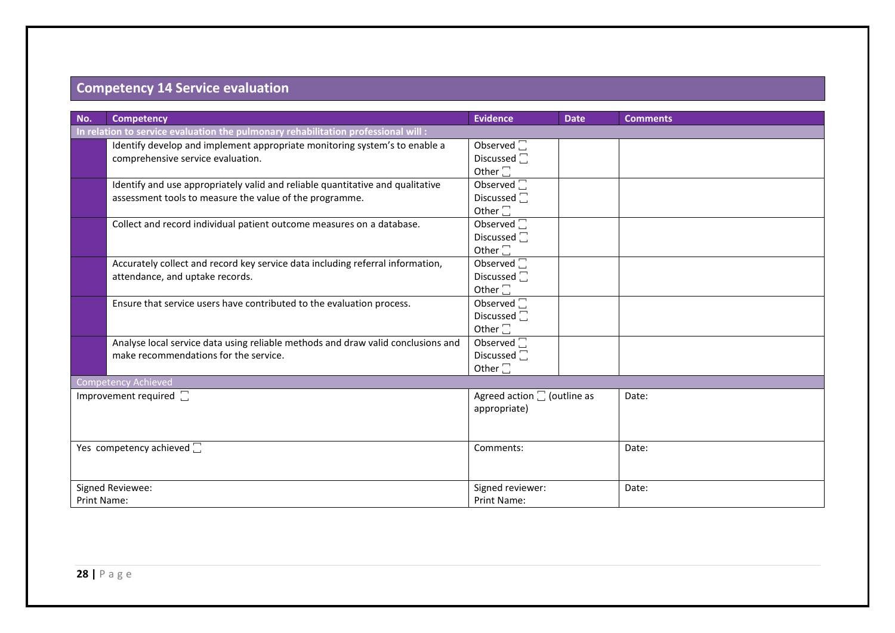## Competency 14 Service evaluation

| No. | Competency | Evidence | Date | Comments |
|---|---|---|---|---|
| **In relation to service evaluation the pulmonary rehabilitation professional will :** | | | | |
| | Identify develop and implement appropriate monitoring system's to enable a comprehensive service evaluation. | Observed ☐<br>Discussed ☐<br>Other ☐ | | |
| | Identify and use appropriately valid and reliable quantitative and qualitative assessment tools to measure the value of the programme. | Observed ☐<br>Discussed ☐<br>Other ☐ | | |
| | Collect and record individual patient outcome measures on a database. | Observed ☐<br>Discussed ☐<br>Other ☐ | | |
| | Accurately collect and record key service data including referral information, attendance, and uptake records. | Observed ☐<br>Discussed ☐<br>Other ☐ | | |
| | Ensure that service users have contributed to the evaluation process. | Observed ☐<br>Discussed ☐<br>Other ☐ | | |
| | Analyse local service data using reliable methods and draw valid conclusions and make recommendations for the service. | Observed ☐<br>Discussed ☐<br>Other ☐ | | |
| Competency Achieved | | | | |
| Improvement required ☐ | | Agreed action ☐ (outline as appropriate) | | Date: |
| Yes competency achieved ☐ | | Comments: | | Date: |
| Signed Reviewee:<br>Print Name: | | Signed reviewer:<br>Print Name: | | Date: |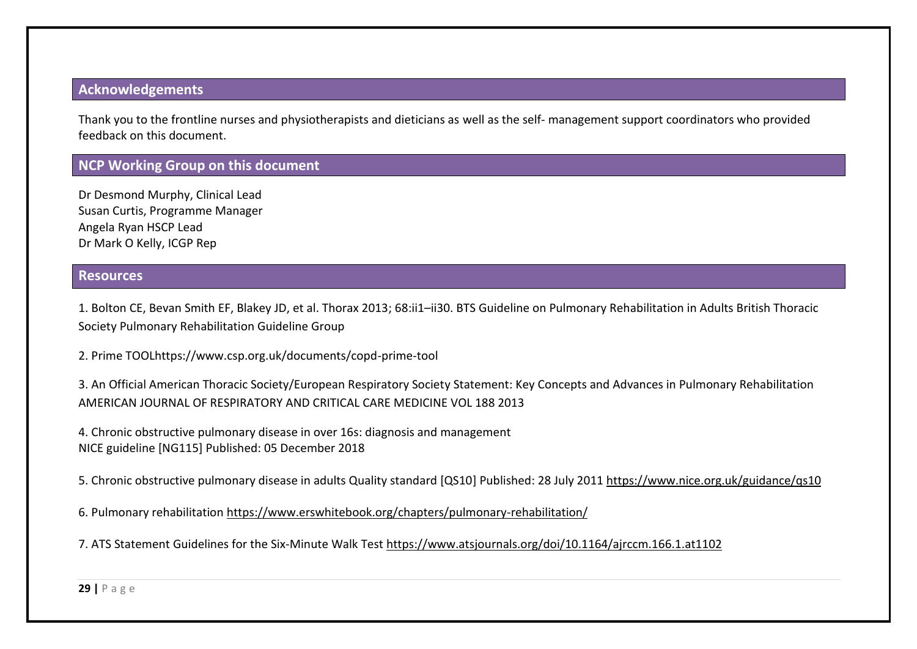## Acknowledgements

Thank you to the frontline nurses and physiotherapists and dieticians as well as the self- management support coordinators who provided feedback on this document.

## NCP Working Group on this document

Dr Desmond Murphy, Clinical Lead
Susan Curtis, Programme Manager
Angela Ryan HSCP Lead
Dr Mark O Kelly, ICGP Rep

## Resources

1. Bolton CE, Bevan Smith EF, Blakey JD, et al. Thorax 2013; 68:ii1–ii30. BTS Guideline on Pulmonary Rehabilitation in Adults British Thoracic Society Pulmonary Rehabilitation Guideline Group

2. Prime TOOLhttps://www.csp.org.uk/documents/copd-prime-tool

3. An Official American Thoracic Society/European Respiratory Society Statement: Key Concepts and Advances in Pulmonary Rehabilitation AMERICAN JOURNAL OF RESPIRATORY AND CRITICAL CARE MEDICINE VOL 188 2013

4. Chronic obstructive pulmonary disease in over 16s: diagnosis and management
NICE guideline [NG115] Published: 05 December 2018

5. Chronic obstructive pulmonary disease in adults Quality standard [QS10] Published: 28 July 2011 https://www.nice.org.uk/guidance/qs10

6. Pulmonary rehabilitation https://www.erswhitebook.org/chapters/pulmonary-rehabilitation/

7. ATS Statement Guidelines for the Six-Minute Walk Test https://www.atsjournals.org/doi/10.1164/ajrccm.166.1.at1102